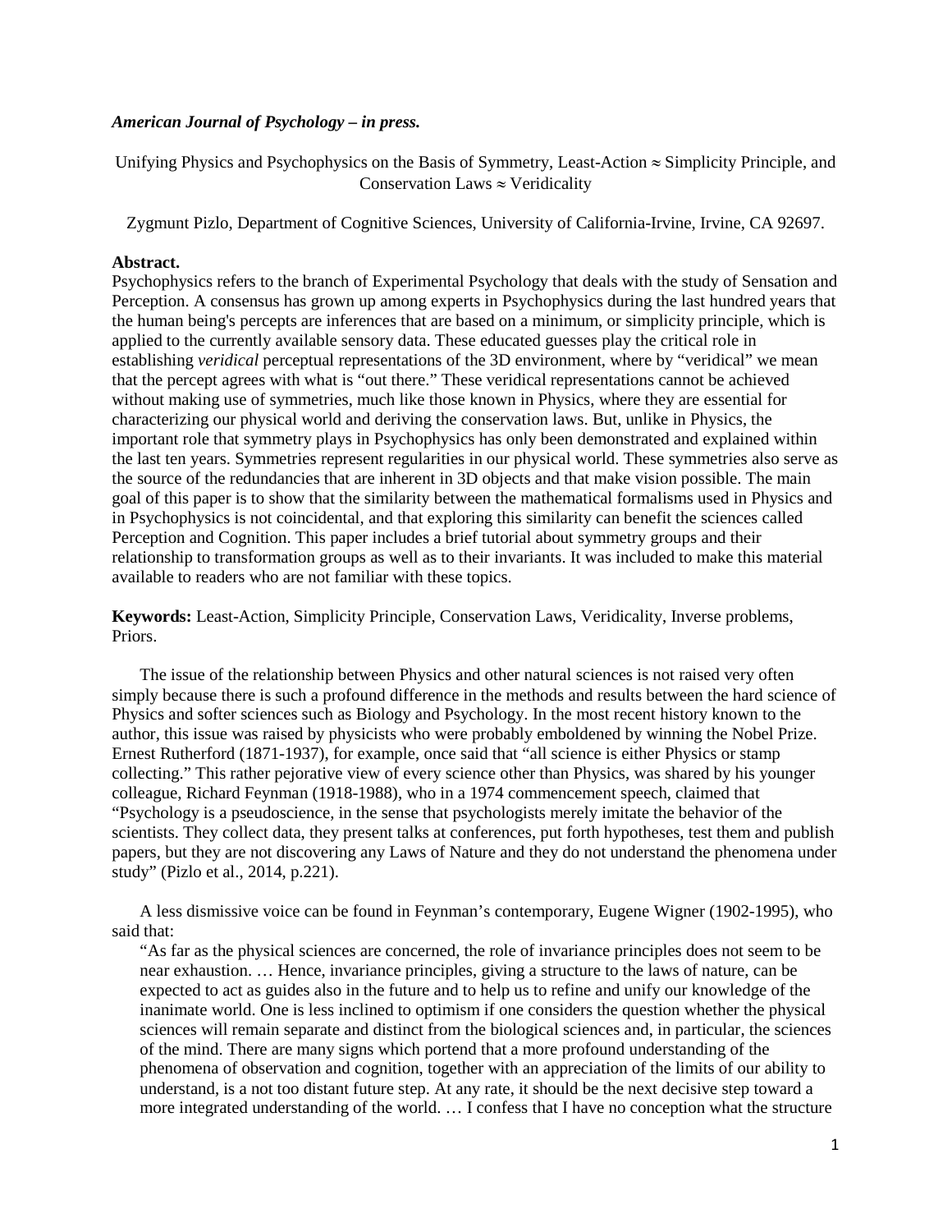***American Journal of Psychology – in press.***

Unifying Physics and Psychophysics on the Basis of Symmetry, Least-Action $\approx$ Simplicity Principle, and Conservation Laws $\approx$ Veridicality

Zygmunt Pizlo, Department of Cognitive Sciences, University of California-Irvine, Irvine, CA 92697.

**Abstract.**

Psychophysics refers to the branch of Experimental Psychology that deals with the study of Sensation and Perception. A consensus has grown up among experts in Psychophysics during the last hundred years that the human being's percepts are inferences that are based on a minimum, or simplicity principle, which is applied to the currently available sensory data. These educated guesses play the critical role in establishing *veridical* perceptual representations of the 3D environment, where by "veridical" we mean that the percept agrees with what is "out there." These veridical representations cannot be achieved without making use of symmetries, much like those known in Physics, where they are essential for characterizing our physical world and deriving the conservation laws. But, unlike in Physics, the important role that symmetry plays in Psychophysics has only been demonstrated and explained within the last ten years. Symmetries represent regularities in our physical world. These symmetries also serve as the source of the redundancies that are inherent in 3D objects and that make vision possible. The main goal of this paper is to show that the similarity between the mathematical formalisms used in Physics and in Psychophysics is not coincidental, and that exploring this similarity can benefit the sciences called Perception and Cognition. This paper includes a brief tutorial about symmetry groups and their relationship to transformation groups as well as to their invariants. It was included to make this material available to readers who are not familiar with these topics.

**Keywords:** Least-Action, Simplicity Principle, Conservation Laws, Veridicality, Inverse problems, Priors.

The issue of the relationship between Physics and other natural sciences is not raised very often simply because there is such a profound difference in the methods and results between the hard science of Physics and softer sciences such as Biology and Psychology. In the most recent history known to the author, this issue was raised by physicists who were probably emboldened by winning the Nobel Prize. Ernest Rutherford (1871-1937), for example, once said that "all science is either Physics or stamp collecting." This rather pejorative view of every science other than Physics, was shared by his younger colleague, Richard Feynman (1918-1988), who in a 1974 commencement speech, claimed that "Psychology is a pseudoscience, in the sense that psychologists merely imitate the behavior of the scientists. They collect data, they present talks at conferences, put forth hypotheses, test them and publish papers, but they are not discovering any Laws of Nature and they do not understand the phenomena under study" (Pizlo et al., 2014, p.221).

A less dismissive voice can be found in Feynman's contemporary, Eugene Wigner (1902-1995), who said that:

"As far as the physical sciences are concerned, the role of invariance principles does not seem to be near exhaustion. … Hence, invariance principles, giving a structure to the laws of nature, can be expected to act as guides also in the future and to help us to refine and unify our knowledge of the inanimate world. One is less inclined to optimism if one considers the question whether the physical sciences will remain separate and distinct from the biological sciences and, in particular, the sciences of the mind. There are many signs which portend that a more profound understanding of the phenomena of observation and cognition, together with an appreciation of the limits of our ability to understand, is a not too distant future step. At any rate, it should be the next decisive step toward a more integrated understanding of the world. … I confess that I have no conception what the structure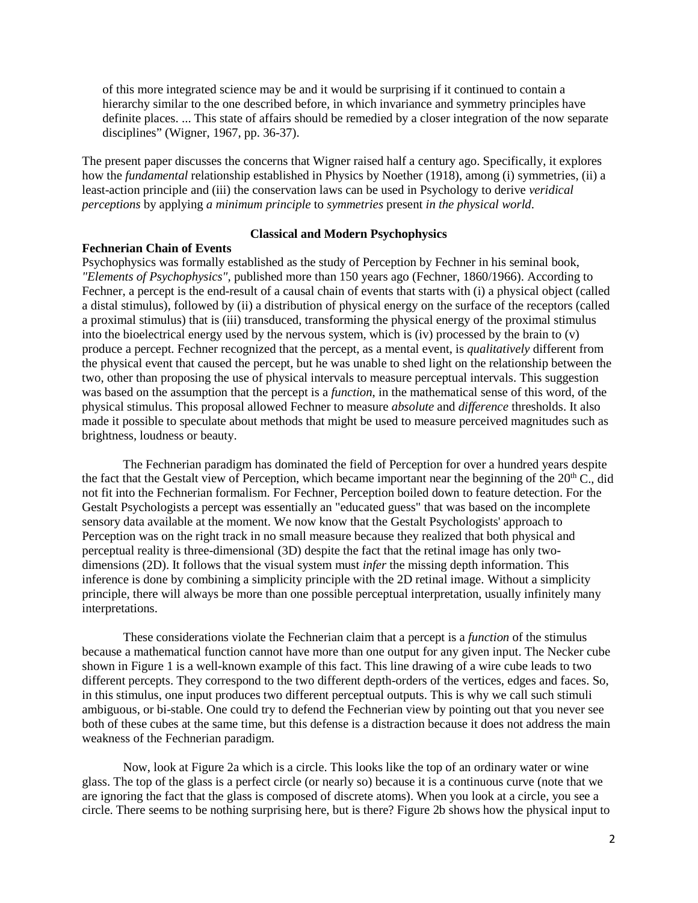of this more integrated science may be and it would be surprising if it continued to contain a hierarchy similar to the one described before, in which invariance and symmetry principles have definite places. ... This state of affairs should be remedied by a closer integration of the now separate disciplines" (Wigner, 1967, pp. 36-37).

The present paper discusses the concerns that Wigner raised half a century ago. Specifically, it explores how the *fundamental* relationship established in Physics by Noether (1918), among (i) symmetries, (ii) a least-action principle and (iii) the conservation laws can be used in Psychology to derive *veridical perceptions* by applying *a minimum principle* to *symmetries* present *in the physical world*.

## Classical and Modern Psychophysics

### Fechnerian Chain of Events

Psychophysics was formally established as the study of Perception by Fechner in his seminal book, *"Elements of Psychophysics"*, published more than 150 years ago (Fechner, 1860/1966). According to Fechner, a percept is the end-result of a causal chain of events that starts with (i) a physical object (called a distal stimulus), followed by (ii) a distribution of physical energy on the surface of the receptors (called a proximal stimulus) that is (iii) transduced, transforming the physical energy of the proximal stimulus into the bioelectrical energy used by the nervous system, which is (iv) processed by the brain to (v) produce a percept. Fechner recognized that the percept, as a mental event, is *qualitatively* different from the physical event that caused the percept, but he was unable to shed light on the relationship between the two, other than proposing the use of physical intervals to measure perceptual intervals. This suggestion was based on the assumption that the percept is a *function*, in the mathematical sense of this word, of the physical stimulus. This proposal allowed Fechner to measure *absolute* and *difference* thresholds. It also made it possible to speculate about methods that might be used to measure perceived magnitudes such as brightness, loudness or beauty.

The Fechnerian paradigm has dominated the field of Perception for over a hundred years despite the fact that the Gestalt view of Perception, which became important near the beginning of the 20th C., did not fit into the Fechnerian formalism. For Fechner, Perception boiled down to feature detection. For the Gestalt Psychologists a percept was essentially an "educated guess" that was based on the incomplete sensory data available at the moment. We now know that the Gestalt Psychologists' approach to Perception was on the right track in no small measure because they realized that both physical and perceptual reality is three-dimensional (3D) despite the fact that the retinal image has only two-dimensions (2D). It follows that the visual system must *infer* the missing depth information. This inference is done by combining a simplicity principle with the 2D retinal image. Without a simplicity principle, there will always be more than one possible perceptual interpretation, usually infinitely many interpretations.

These considerations violate the Fechnerian claim that a percept is a *function* of the stimulus because a mathematical function cannot have more than one output for any given input. The Necker cube shown in Figure 1 is a well-known example of this fact. This line drawing of a wire cube leads to two different percepts. They correspond to the two different depth-orders of the vertices, edges and faces. So, in this stimulus, one input produces two different perceptual outputs. This is why we call such stimuli ambiguous, or bi-stable. One could try to defend the Fechnerian view by pointing out that you never see both of these cubes at the same time, but this defense is a distraction because it does not address the main weakness of the Fechnerian paradigm.

Now, look at Figure 2a which is a circle. This looks like the top of an ordinary water or wine glass. The top of the glass is a perfect circle (or nearly so) because it is a continuous curve (note that we are ignoring the fact that the glass is composed of discrete atoms). When you look at a circle, you see a circle. There seems to be nothing surprising here, but is there? Figure 2b shows how the physical input to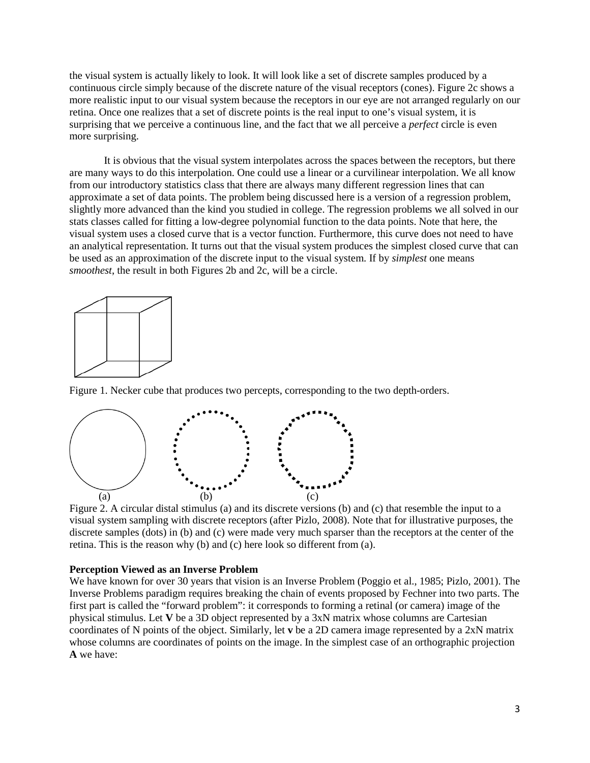the visual system is actually likely to look. It will look like a set of discrete samples produced by a continuous circle simply because of the discrete nature of the visual receptors (cones). Figure 2c shows a more realistic input to our visual system because the receptors in our eye are not arranged regularly on our retina. Once one realizes that a set of discrete points is the real input to one's visual system, it is surprising that we perceive a continuous line, and the fact that we all perceive a *perfect* circle is even more surprising.

It is obvious that the visual system interpolates across the spaces between the receptors, but there are many ways to do this interpolation. One could use a linear or a curvilinear interpolation. We all know from our introductory statistics class that there are always many different regression lines that can approximate a set of data points. The problem being discussed here is a version of a regression problem, slightly more advanced than the kind you studied in college. The regression problems we all solved in our stats classes called for fitting a low-degree polynomial function to the data points. Note that here, the visual system uses a closed curve that is a vector function. Furthermore, this curve does not need to have an analytical representation. It turns out that the visual system produces the simplest closed curve that can be used as an approximation of the discrete input to the visual system. If by *simplest* one means *smoothest*, the result in both Figures 2b and 2c, will be a circle.

Figure 1. Necker cube that produces two percepts, corresponding to the two depth-orders.

(a) (b) (c)

Figure 2. A circular distal stimulus (a) and its discrete versions (b) and (c) that resemble the input to a visual system sampling with discrete receptors (after Pizlo, 2008). Note that for illustrative purposes, the discrete samples (dots) in (b) and (c) were made very much sparser than the receptors at the center of the retina. This is the reason why (b) and (c) here look so different from (a).

**Perception Viewed as an Inverse Problem**

We have known for over 30 years that vision is an Inverse Problem (Poggio et al., 1985; Pizlo, 2001). The Inverse Problems paradigm requires breaking the chain of events proposed by Fechner into two parts. The first part is called the "forward problem": it corresponds to forming a retinal (or camera) image of the physical stimulus. Let $\mathbf{V}$ be a 3D object represented by a 3xN matrix whose columns are Cartesian coordinates of N points of the object. Similarly, let $\mathbf{v}$ be a 2D camera image represented by a 2xN matrix whose columns are coordinates of points on the image. In the simplest case of an orthographic projection $\mathbf{A}$ we have: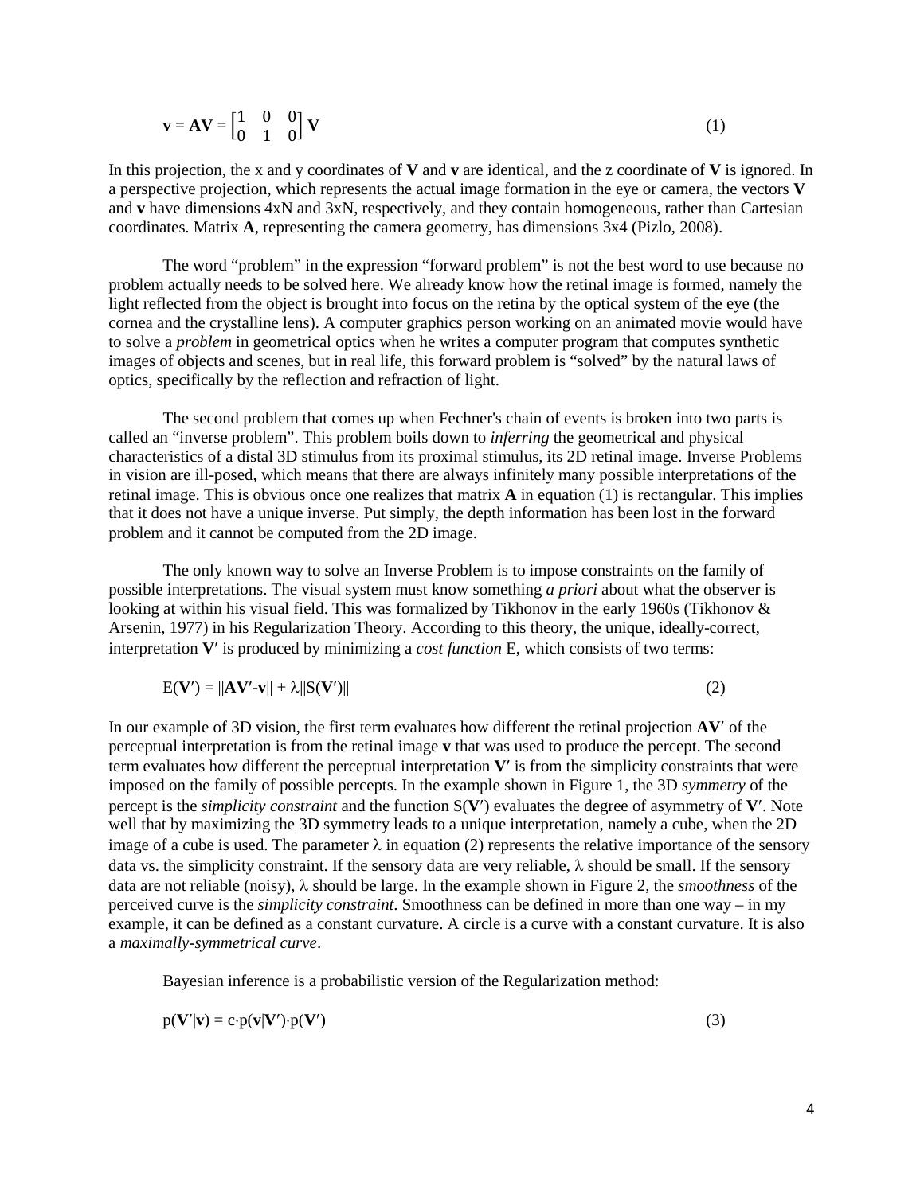$$\mathbf{v} = \mathbf{AV} = \begin{bmatrix} 1 & 0 & 0 \\ 0 & 1 & 0 \end{bmatrix} \mathbf{V} \tag{1}$$

In this projection, the x and y coordinates of **V** and **v** are identical, and the z coordinate of **V** is ignored. In a perspective projection, which represents the actual image formation in the eye or camera, the vectors **V** and **v** have dimensions 4xN and 3xN, respectively, and they contain homogeneous, rather than Cartesian coordinates. Matrix **A**, representing the camera geometry, has dimensions 3x4 (Pizlo, 2008).

The word "problem" in the expression "forward problem" is not the best word to use because no problem actually needs to be solved here. We already know how the retinal image is formed, namely the light reflected from the object is brought into focus on the retina by the optical system of the eye (the cornea and the crystalline lens). A computer graphics person working on an animated movie would have to solve a *problem* in geometrical optics when he writes a computer program that computes synthetic images of objects and scenes, but in real life, this forward problem is "solved" by the natural laws of optics, specifically by the reflection and refraction of light.

The second problem that comes up when Fechner's chain of events is broken into two parts is called an "inverse problem". This problem boils down to *inferring* the geometrical and physical characteristics of a distal 3D stimulus from its proximal stimulus, its 2D retinal image. Inverse Problems in vision are ill-posed, which means that there are always infinitely many possible interpretations of the retinal image. This is obvious once one realizes that matrix **A** in equation (1) is rectangular. This implies that it does not have a unique inverse. Put simply, the depth information has been lost in the forward problem and it cannot be computed from the 2D image.

The only known way to solve an Inverse Problem is to impose constraints on the family of possible interpretations. The visual system must know something *a priori* about what the observer is looking at within his visual field. This was formalized by Tikhonov in the early 1960s (Tikhonov & Arsenin, 1977) in his Regularization Theory. According to this theory, the unique, ideally-correct, interpretation $\mathbf{V}'$ is produced by minimizing a *cost function* E, which consists of two terms:

$$E(\mathbf{V}') = ||\mathbf{AV}'-\mathbf{v}|| + \lambda||S(\mathbf{V}')|| \tag{2}$$

In our example of 3D vision, the first term evaluates how different the retinal projection $\mathbf{AV}'$ of the perceptual interpretation is from the retinal image **v** that was used to produce the percept. The second term evaluates how different the perceptual interpretation $\mathbf{V}'$ is from the simplicity constraints that were imposed on the family of possible percepts. In the example shown in Figure 1, the 3D *symmetry* of the percept is the *simplicity constraint* and the function $S(\mathbf{V}')$ evaluates the degree of asymmetry of $\mathbf{V}'$. Note well that by maximizing the 3D symmetry leads to a unique interpretation, namely a cube, when the 2D image of a cube is used. The parameter $\lambda$ in equation (2) represents the relative importance of the sensory data vs. the simplicity constraint. If the sensory data are very reliable, $\lambda$ should be small. If the sensory data are not reliable (noisy), $\lambda$ should be large. In the example shown in Figure 2, the *smoothness* of the perceived curve is the *simplicity constraint*. Smoothness can be defined in more than one way – in my example, it can be defined as a constant curvature. A circle is a curve with a constant curvature. It is also a *maximally-symmetrical curve*.

Bayesian inference is a probabilistic version of the Regularization method:

$$p(\mathbf{V}'|\mathbf{v}) = c \cdot p(\mathbf{v}|\mathbf{V}') \cdot p(\mathbf{V}') \tag{3}$$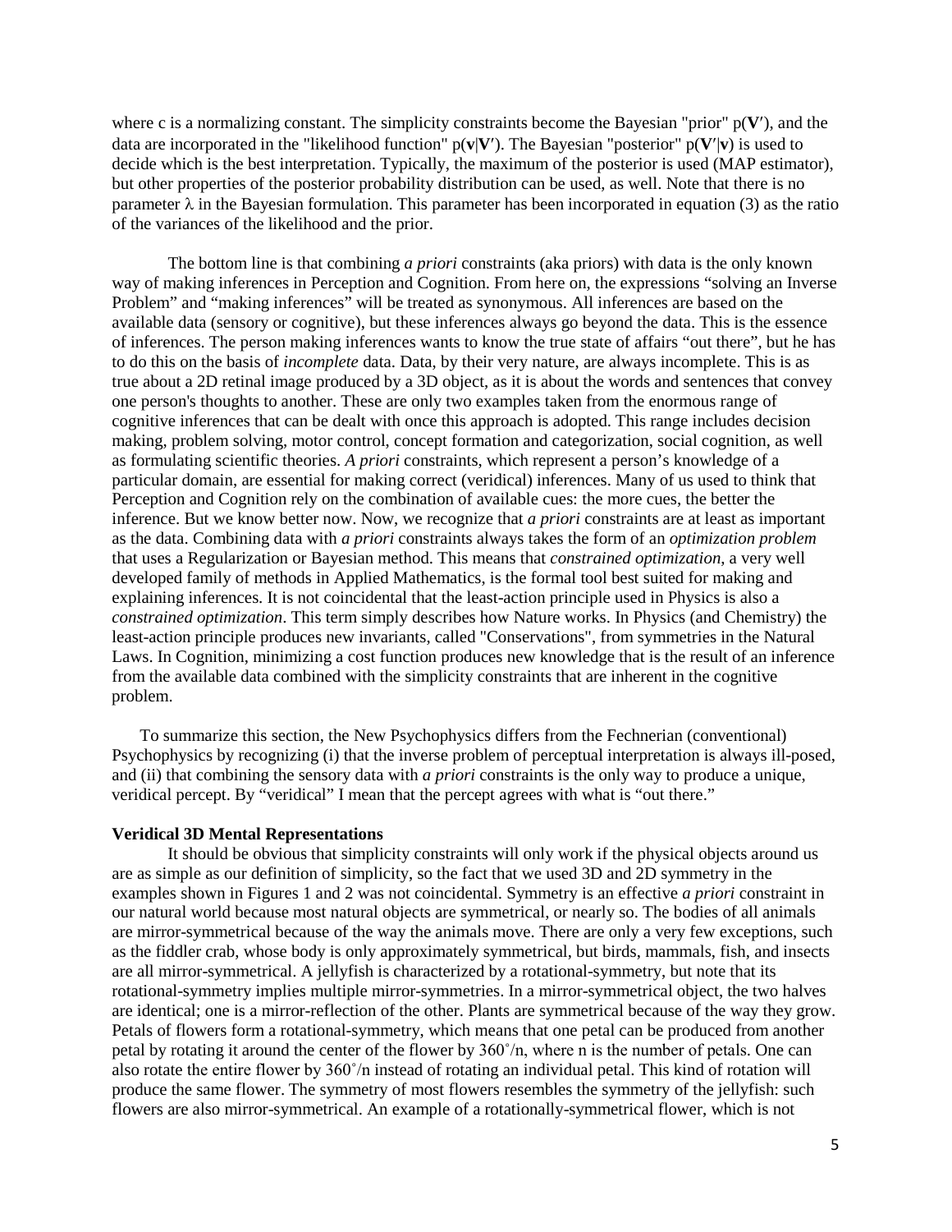where c is a normalizing constant. The simplicity constraints become the Bayesian "prior" $p(\mathbf{V}')$, and the data are incorporated in the "likelihood function" $p(\mathbf{v}|\mathbf{V}')$. The Bayesian "posterior" $p(\mathbf{V}'|\mathbf{v})$ is used to decide which is the best interpretation. Typically, the maximum of the posterior is used (MAP estimator), but other properties of the posterior probability distribution can be used, as well. Note that there is no parameter $\lambda$ in the Bayesian formulation. This parameter has been incorporated in equation (3) as the ratio of the variances of the likelihood and the prior.

The bottom line is that combining *a priori* constraints (aka priors) with data is the only known way of making inferences in Perception and Cognition. From here on, the expressions "solving an Inverse Problem" and "making inferences" will be treated as synonymous. All inferences are based on the available data (sensory or cognitive), but these inferences always go beyond the data. This is the essence of inferences. The person making inferences wants to know the true state of affairs "out there", but he has to do this on the basis of *incomplete* data. Data, by their very nature, are always incomplete. This is as true about a 2D retinal image produced by a 3D object, as it is about the words and sentences that convey one person's thoughts to another. These are only two examples taken from the enormous range of cognitive inferences that can be dealt with once this approach is adopted. This range includes decision making, problem solving, motor control, concept formation and categorization, social cognition, as well as formulating scientific theories. *A priori* constraints, which represent a person's knowledge of a particular domain, are essential for making correct (veridical) inferences. Many of us used to think that Perception and Cognition rely on the combination of available cues: the more cues, the better the inference. But we know better now. Now, we recognize that *a priori* constraints are at least as important as the data. Combining data with *a priori* constraints always takes the form of an *optimization problem* that uses a Regularization or Bayesian method. This means that *constrained optimization*, a very well developed family of methods in Applied Mathematics, is the formal tool best suited for making and explaining inferences. It is not coincidental that the least-action principle used in Physics is also a *constrained optimization*. This term simply describes how Nature works. In Physics (and Chemistry) the least-action principle produces new invariants, called "Conservations", from symmetries in the Natural Laws. In Cognition, minimizing a cost function produces new knowledge that is the result of an inference from the available data combined with the simplicity constraints that are inherent in the cognitive problem.

To summarize this section, the New Psychophysics differs from the Fechnerian (conventional) Psychophysics by recognizing (i) that the inverse problem of perceptual interpretation is always ill-posed, and (ii) that combining the sensory data with *a priori* constraints is the only way to produce a unique, veridical percept. By "veridical" I mean that the percept agrees with what is "out there."

**Veridical 3D Mental Representations**

It should be obvious that simplicity constraints will only work if the physical objects around us are as simple as our definition of simplicity, so the fact that we used 3D and 2D symmetry in the examples shown in Figures 1 and 2 was not coincidental. Symmetry is an effective *a priori* constraint in our natural world because most natural objects are symmetrical, or nearly so. The bodies of all animals are mirror-symmetrical because of the way the animals move. There are only a very few exceptions, such as the fiddler crab, whose body is only approximately symmetrical, but birds, mammals, fish, and insects are all mirror-symmetrical. A jellyfish is characterized by a rotational-symmetry, but note that its rotational-symmetry implies multiple mirror-symmetries. In a mirror-symmetrical object, the two halves are identical; one is a mirror-reflection of the other. Plants are symmetrical because of the way they grow. Petals of flowers form a rotational-symmetry, which means that one petal can be produced from another petal by rotating it around the center of the flower by $360^{\circ}/n$, where n is the number of petals. One can also rotate the entire flower by $360^{\circ}/n$ instead of rotating an individual petal. This kind of rotation will produce the same flower. The symmetry of most flowers resembles the symmetry of the jellyfish: such flowers are also mirror-symmetrical. An example of a rotationally-symmetrical flower, which is not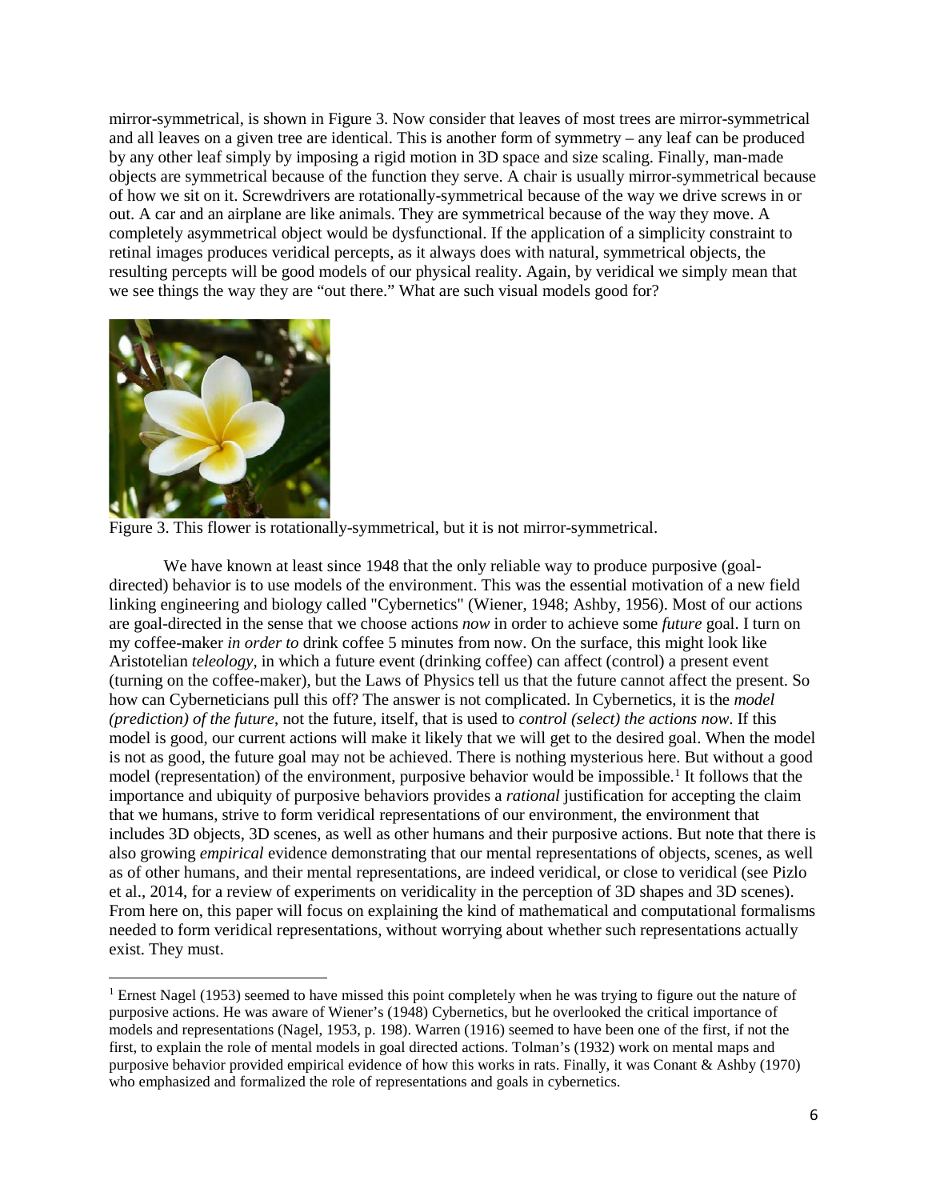mirror-symmetrical, is shown in Figure 3. Now consider that leaves of most trees are mirror-symmetrical and all leaves on a given tree are identical. This is another form of symmetry – any leaf can be produced by any other leaf simply by imposing a rigid motion in 3D space and size scaling. Finally, man-made objects are symmetrical because of the function they serve. A chair is usually mirror-symmetrical because of how we sit on it. Screwdrivers are rotationally-symmetrical because of the way we drive screws in or out. A car and an airplane are like animals. They are symmetrical because of the way they move. A completely asymmetrical object would be dysfunctional. If the application of a simplicity constraint to retinal images produces veridical percepts, as it always does with natural, symmetrical objects, the resulting percepts will be good models of our physical reality. Again, by veridical we simply mean that we see things the way they are "out there." What are such visual models good for?

Figure 3. This flower is rotationally-symmetrical, but it is not mirror-symmetrical.

We have known at least since 1948 that the only reliable way to produce purposive (goal-directed) behavior is to use models of the environment. This was the essential motivation of a new field linking engineering and biology called "Cybernetics" (Wiener, 1948; Ashby, 1956). Most of our actions are goal-directed in the sense that we choose actions *now* in order to achieve some *future* goal. I turn on my coffee-maker *in order to* drink coffee 5 minutes from now. On the surface, this might look like Aristotelian *teleology*, in which a future event (drinking coffee) can affect (control) a present event (turning on the coffee-maker), but the Laws of Physics tell us that the future cannot affect the present. So how can Cyberneticians pull this off? The answer is not complicated. In Cybernetics, it is the *model (prediction) of the future*, not the future, itself, that is used to *control (select) the actions now*. If this model is good, our current actions will make it likely that we will get to the desired goal. When the model is not as good, the future goal may not be achieved. There is nothing mysterious here. But without a good model (representation) of the environment, purposive behavior would be impossible.[1] It follows that the importance and ubiquity of purposive behaviors provides a *rational* justification for accepting the claim that we humans, strive to form veridical representations of our environment, the environment that includes 3D objects, 3D scenes, as well as other humans and their purposive actions. But note that there is also growing *empirical* evidence demonstrating that our mental representations of objects, scenes, as well as of other humans, and their mental representations, are indeed veridical, or close to veridical (see Pizlo et al., 2014, for a review of experiments on veridicality in the perception of 3D shapes and 3D scenes). From here on, this paper will focus on explaining the kind of mathematical and computational formalisms needed to form veridical representations, without worrying about whether such representations actually exist. They must.

[1] Ernest Nagel (1953) seemed to have missed this point completely when he was trying to figure out the nature of purposive actions. He was aware of Wiener's (1948) Cybernetics, but he overlooked the critical importance of models and representations (Nagel, 1953, p. 198). Warren (1916) seemed to have been one of the first, if not the first, to explain the role of mental models in goal directed actions. Tolman's (1932) work on mental maps and purposive behavior provided empirical evidence of how this works in rats. Finally, it was Conant & Ashby (1970) who emphasized and formalized the role of representations and goals in cybernetics.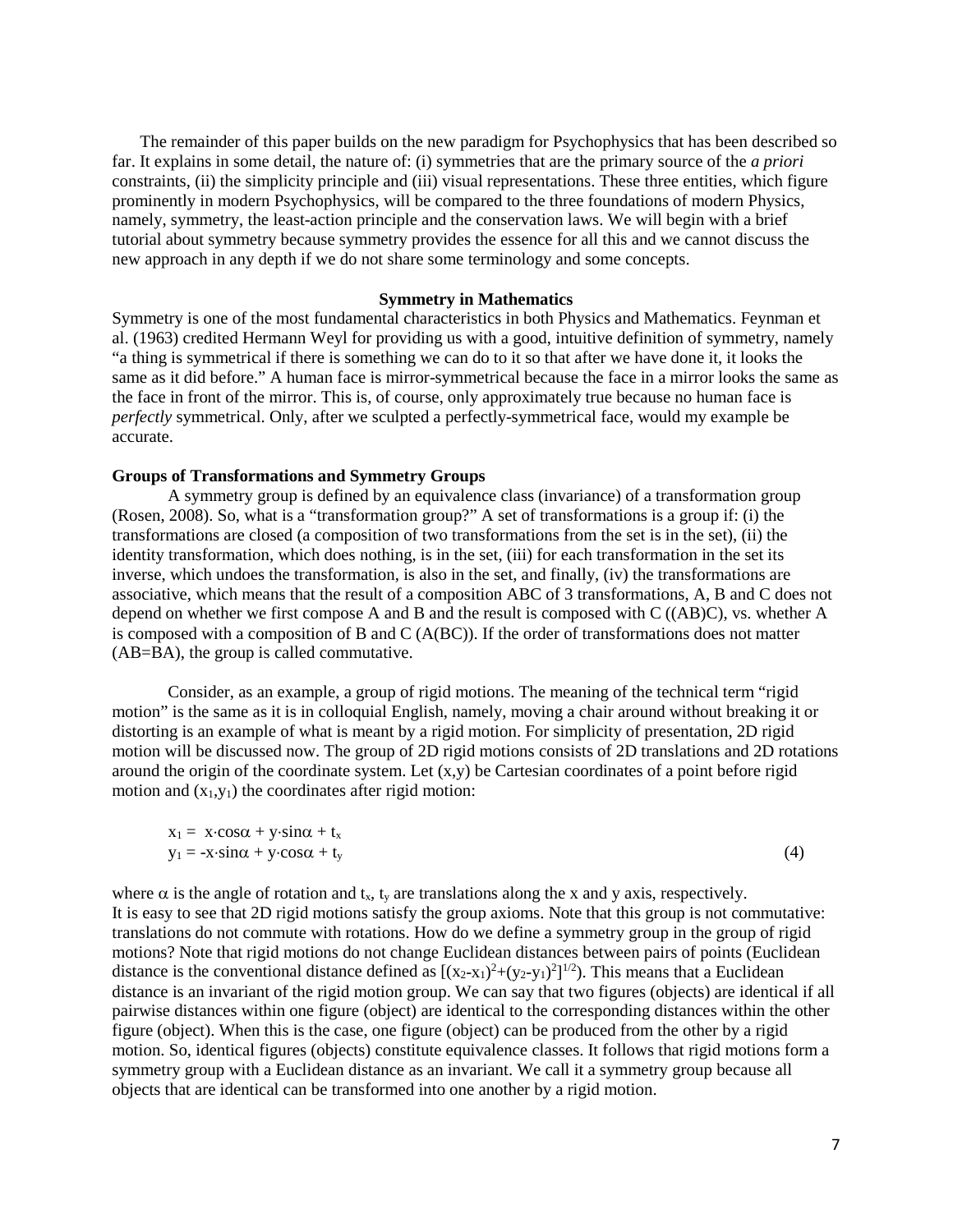The remainder of this paper builds on the new paradigm for Psychophysics that has been described so far. It explains in some detail, the nature of: (i) symmetries that are the primary source of the *a priori* constraints, (ii) the simplicity principle and (iii) visual representations. These three entities, which figure prominently in modern Psychophysics, will be compared to the three foundations of modern Physics, namely, symmetry, the least-action principle and the conservation laws. We will begin with a brief tutorial about symmetry because symmetry provides the essence for all this and we cannot discuss the new approach in any depth if we do not share some terminology and some concepts.

## Symmetry in Mathematics

Symmetry is one of the most fundamental characteristics in both Physics and Mathematics. Feynman et al. (1963) credited Hermann Weyl for providing us with a good, intuitive definition of symmetry, namely "a thing is symmetrical if there is something we can do to it so that after we have done it, it looks the same as it did before." A human face is mirror-symmetrical because the face in a mirror looks the same as the face in front of the mirror. This is, of course, only approximately true because no human face is *perfectly* symmetrical. Only, after we sculpted a perfectly-symmetrical face, would my example be accurate.

### Groups of Transformations and Symmetry Groups

A symmetry group is defined by an equivalence class (invariance) of a transformation group (Rosen, 2008). So, what is a "transformation group?" A set of transformations is a group if: (i) the transformations are closed (a composition of two transformations from the set is in the set), (ii) the identity transformation, which does nothing, is in the set, (iii) for each transformation in the set its inverse, which undoes the transformation, is also in the set, and finally, (iv) the transformations are associative, which means that the result of a composition ABC of 3 transformations, A, B and C does not depend on whether we first compose A and B and the result is composed with C ((AB)C), vs. whether A is composed with a composition of B and C (A(BC)). If the order of transformations does not matter (AB=BA), the group is called commutative.

Consider, as an example, a group of rigid motions. The meaning of the technical term "rigid motion" is the same as it is in colloquial English, namely, moving a chair around without breaking it or distorting is an example of what is meant by a rigid motion. For simplicity of presentation, 2D rigid motion will be discussed now. The group of 2D rigid motions consists of 2D translations and 2D rotations around the origin of the coordinate system. Let $(x,y)$ be Cartesian coordinates of a point before rigid motion and $(x_1,y_1)$ the coordinates after rigid motion:

$$
\begin{aligned}
x_1 &= x\cdot\cos\alpha + y\cdot\sin\alpha + t_x \\
y_1 &= -x\cdot\sin\alpha + y\cdot\cos\alpha + t_y
\end{aligned}
\tag{4}
$$

where $\alpha$ is the angle of rotation and $t_x$, $t_y$ are translations along the x and y axis, respectively. It is easy to see that 2D rigid motions satisfy the group axioms. Note that this group is not commutative: translations do not commute with rotations. How do we define a symmetry group in the group of rigid motions? Note that rigid motions do not change Euclidean distances between pairs of points (Euclidean distance is the conventional distance defined as $[(x_2-x_1)^2+(y_2-y_1)^2]^{1/2}$). This means that a Euclidean distance is an invariant of the rigid motion group. We can say that two figures (objects) are identical if all pairwise distances within one figure (object) are identical to the corresponding distances within the other figure (object). When this is the case, one figure (object) can be produced from the other by a rigid motion. So, identical figures (objects) constitute equivalence classes. It follows that rigid motions form a symmetry group with a Euclidean distance as an invariant. We call it a symmetry group because all objects that are identical can be transformed into one another by a rigid motion.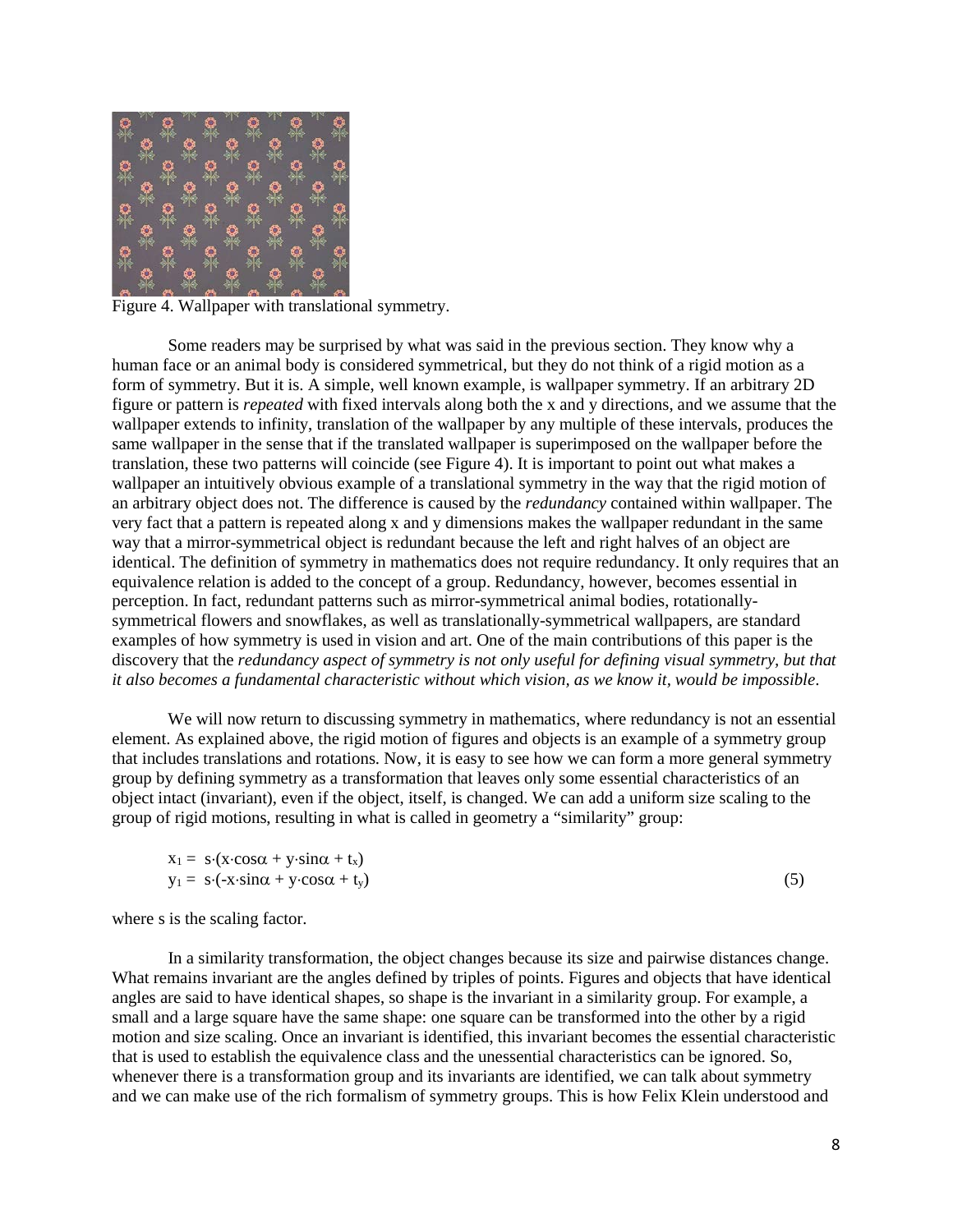Figure 4. Wallpaper with translational symmetry.

Some readers may be surprised by what was said in the previous section. They know why a human face or an animal body is considered symmetrical, but they do not think of a rigid motion as a form of symmetry. But it is. A simple, well known example, is wallpaper symmetry. If an arbitrary 2D figure or pattern is *repeated* with fixed intervals along both the x and y directions, and we assume that the wallpaper extends to infinity, translation of the wallpaper by any multiple of these intervals, produces the same wallpaper in the sense that if the translated wallpaper is superimposed on the wallpaper before the translation, these two patterns will coincide (see Figure 4). It is important to point out what makes a wallpaper an intuitively obvious example of a translational symmetry in the way that the rigid motion of an arbitrary object does not. The difference is caused by the *redundancy* contained within wallpaper. The very fact that a pattern is repeated along x and y dimensions makes the wallpaper redundant in the same way that a mirror-symmetrical object is redundant because the left and right halves of an object are identical. The definition of symmetry in mathematics does not require redundancy. It only requires that an equivalence relation is added to the concept of a group. Redundancy, however, becomes essential in perception. In fact, redundant patterns such as mirror-symmetrical animal bodies, rotationally-symmetrical flowers and snowflakes, as well as translationally-symmetrical wallpapers, are standard examples of how symmetry is used in vision and art. One of the main contributions of this paper is the discovery that the *redundancy aspect of symmetry is not only useful for defining visual symmetry, but that it also becomes a fundamental characteristic without which vision, as we know it, would be impossible*.

We will now return to discussing symmetry in mathematics, where redundancy is not an essential element. As explained above, the rigid motion of figures and objects is an example of a symmetry group that includes translations and rotations. Now, it is easy to see how we can form a more general symmetry group by defining symmetry as a transformation that leaves only some essential characteristics of an object intact (invariant), even if the object, itself, is changed. We can add a uniform size scaling to the group of rigid motions, resulting in what is called in geometry a "similarity" group:

$$
\begin{aligned}
x_1 &= s \cdot (x \cdot \cos\alpha + y \cdot \sin\alpha + t_x) \\
y_1 &= s \cdot (-x \cdot \sin\alpha + y \cdot \cos\alpha + t_y)
\end{aligned}
\tag{5}
$$

where s is the scaling factor.

In a similarity transformation, the object changes because its size and pairwise distances change. What remains invariant are the angles defined by triples of points. Figures and objects that have identical angles are said to have identical shapes, so shape is the invariant in a similarity group. For example, a small and a large square have the same shape: one square can be transformed into the other by a rigid motion and size scaling. Once an invariant is identified, this invariant becomes the essential characteristic that is used to establish the equivalence class and the unessential characteristics can be ignored. So, whenever there is a transformation group and its invariants are identified, we can talk about symmetry and we can make use of the rich formalism of symmetry groups. This is how Felix Klein understood and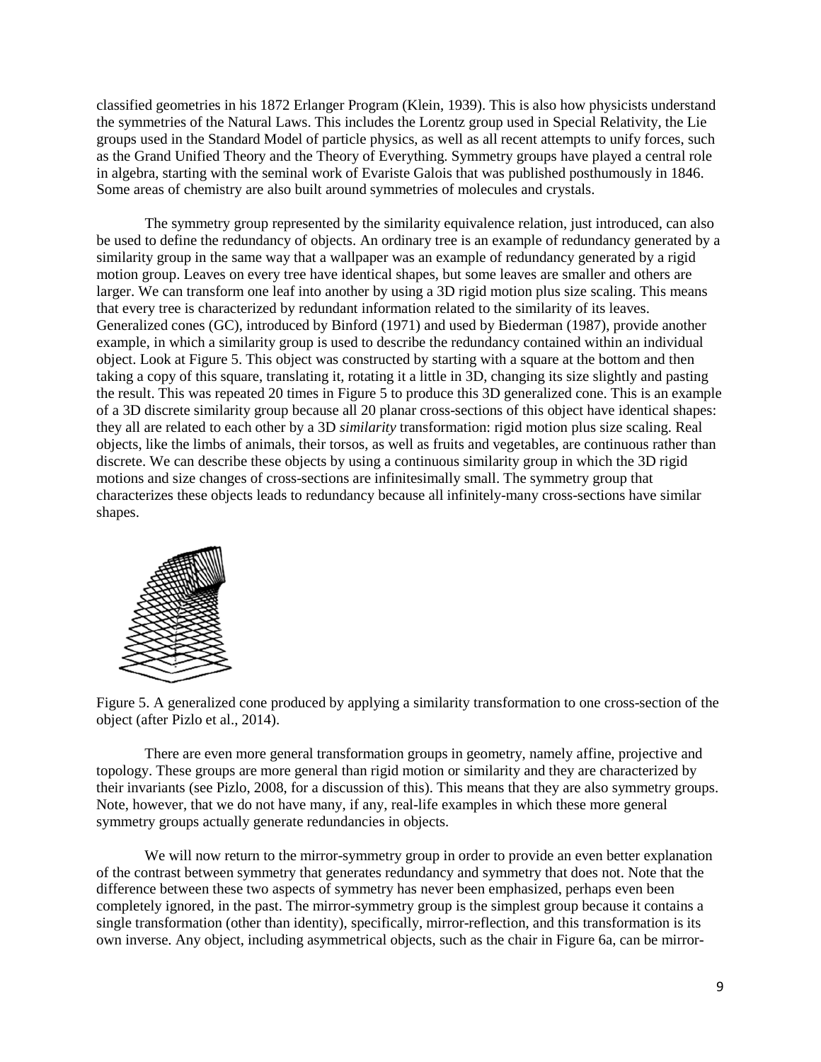classified geometries in his 1872 Erlanger Program (Klein, 1939). This is also how physicists understand the symmetries of the Natural Laws. This includes the Lorentz group used in Special Relativity, the Lie groups used in the Standard Model of particle physics, as well as all recent attempts to unify forces, such as the Grand Unified Theory and the Theory of Everything. Symmetry groups have played a central role in algebra, starting with the seminal work of Evariste Galois that was published posthumously in 1846. Some areas of chemistry are also built around symmetries of molecules and crystals.

The symmetry group represented by the similarity equivalence relation, just introduced, can also be used to define the redundancy of objects. An ordinary tree is an example of redundancy generated by a similarity group in the same way that a wallpaper was an example of redundancy generated by a rigid motion group. Leaves on every tree have identical shapes, but some leaves are smaller and others are larger. We can transform one leaf into another by using a 3D rigid motion plus size scaling. This means that every tree is characterized by redundant information related to the similarity of its leaves. Generalized cones (GC), introduced by Binford (1971) and used by Biederman (1987), provide another example, in which a similarity group is used to describe the redundancy contained within an individual object. Look at Figure 5. This object was constructed by starting with a square at the bottom and then taking a copy of this square, translating it, rotating it a little in 3D, changing its size slightly and pasting the result. This was repeated 20 times in Figure 5 to produce this 3D generalized cone. This is an example of a 3D discrete similarity group because all 20 planar cross-sections of this object have identical shapes: they all are related to each other by a 3D *similarity* transformation: rigid motion plus size scaling. Real objects, like the limbs of animals, their torsos, as well as fruits and vegetables, are continuous rather than discrete. We can describe these objects by using a continuous similarity group in which the 3D rigid motions and size changes of cross-sections are infinitesimally small. The symmetry group that characterizes these objects leads to redundancy because all infinitely-many cross-sections have similar shapes.

Figure 5. A generalized cone produced by applying a similarity transformation to one cross-section of the object (after Pizlo et al., 2014).

There are even more general transformation groups in geometry, namely affine, projective and topology. These groups are more general than rigid motion or similarity and they are characterized by their invariants (see Pizlo, 2008, for a discussion of this). This means that they are also symmetry groups. Note, however, that we do not have many, if any, real-life examples in which these more general symmetry groups actually generate redundancies in objects.

We will now return to the mirror-symmetry group in order to provide an even better explanation of the contrast between symmetry that generates redundancy and symmetry that does not. Note that the difference between these two aspects of symmetry has never been emphasized, perhaps even been completely ignored, in the past. The mirror-symmetry group is the simplest group because it contains a single transformation (other than identity), specifically, mirror-reflection, and this transformation is its own inverse. Any object, including asymmetrical objects, such as the chair in Figure 6a, can be mirror-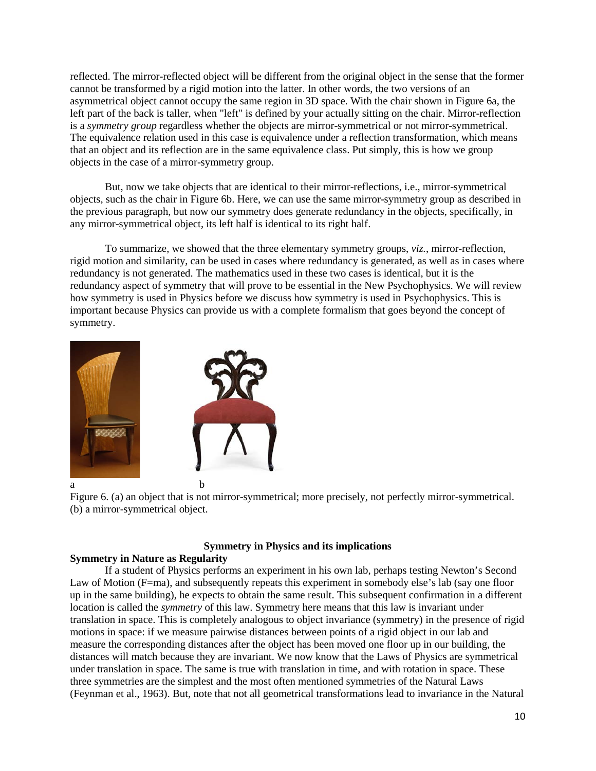reflected. The mirror-reflected object will be different from the original object in the sense that the former cannot be transformed by a rigid motion into the latter. In other words, the two versions of an asymmetrical object cannot occupy the same region in 3D space. With the chair shown in Figure 6a, the left part of the back is taller, when "left" is defined by your actually sitting on the chair. Mirror-reflection is a *symmetry group* regardless whether the objects are mirror-symmetrical or not mirror-symmetrical. The equivalence relation used in this case is equivalence under a reflection transformation, which means that an object and its reflection are in the same equivalence class. Put simply, this is how we group objects in the case of a mirror-symmetry group.

But, now we take objects that are identical to their mirror-reflections, i.e., mirror-symmetrical objects, such as the chair in Figure 6b. Here, we can use the same mirror-symmetry group as described in the previous paragraph, but now our symmetry does generate redundancy in the objects, specifically, in any mirror-symmetrical object, its left half is identical to its right half.

To summarize, we showed that the three elementary symmetry groups, *viz.*, mirror-reflection, rigid motion and similarity, can be used in cases where redundancy is generated, as well as in cases where redundancy is not generated. The mathematics used in these two cases is identical, but it is the redundancy aspect of symmetry that will prove to be essential in the New Psychophysics. We will review how symmetry is used in Physics before we discuss how symmetry is used in Psychophysics. This is important because Physics can provide us with a complete formalism that goes beyond the concept of symmetry.

a b

Figure 6. (a) an object that is not mirror-symmetrical; more precisely, not perfectly mirror-symmetrical. (b) a mirror-symmetrical object.

## Symmetry in Physics and its implications

### Symmetry in Nature as Regularity

If a student of Physics performs an experiment in his own lab, perhaps testing Newton's Second Law of Motion (F=ma), and subsequently repeats this experiment in somebody else's lab (say one floor up in the same building), he expects to obtain the same result. This subsequent confirmation in a different location is called the *symmetry* of this law. Symmetry here means that this law is invariant under translation in space. This is completely analogous to object invariance (symmetry) in the presence of rigid motions in space: if we measure pairwise distances between points of a rigid object in our lab and measure the corresponding distances after the object has been moved one floor up in our building, the distances will match because they are invariant. We now know that the Laws of Physics are symmetrical under translation in space. The same is true with translation in time, and with rotation in space. These three symmetries are the simplest and the most often mentioned symmetries of the Natural Laws (Feynman et al., 1963). But, note that not all geometrical transformations lead to invariance in the Natural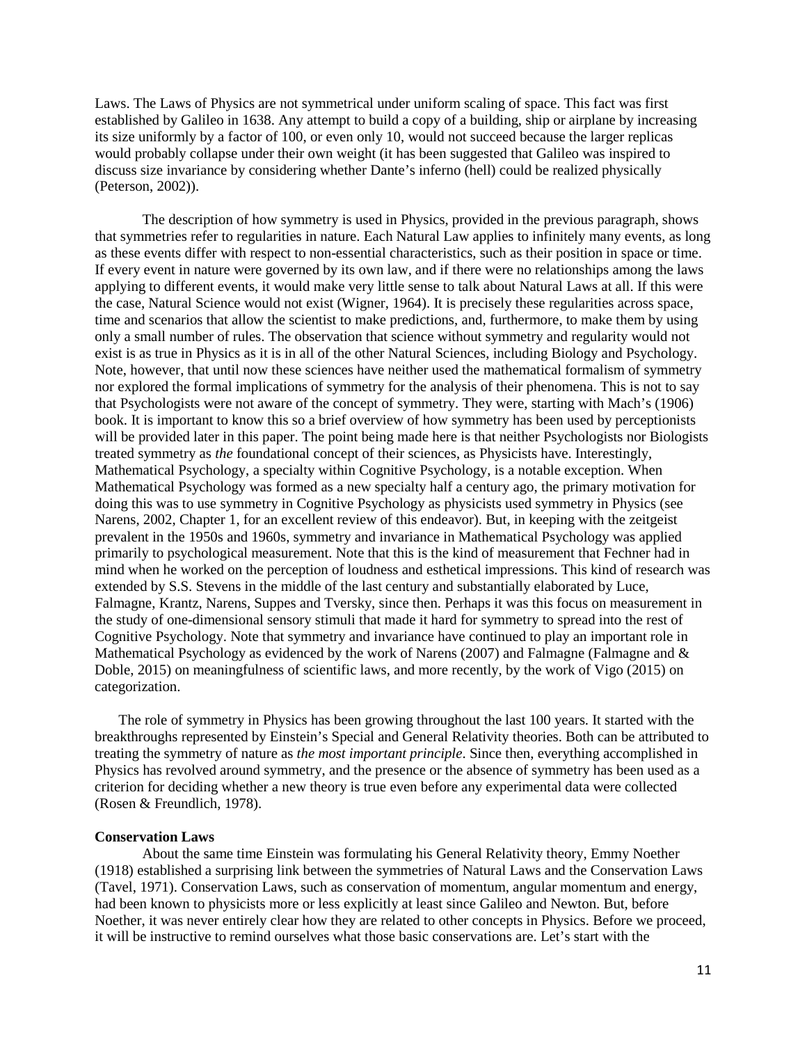Laws. The Laws of Physics are not symmetrical under uniform scaling of space. This fact was first established by Galileo in 1638. Any attempt to build a copy of a building, ship or airplane by increasing its size uniformly by a factor of 100, or even only 10, would not succeed because the larger replicas would probably collapse under their own weight (it has been suggested that Galileo was inspired to discuss size invariance by considering whether Dante's inferno (hell) could be realized physically (Peterson, 2002)).

The description of how symmetry is used in Physics, provided in the previous paragraph, shows that symmetries refer to regularities in nature. Each Natural Law applies to infinitely many events, as long as these events differ with respect to non-essential characteristics, such as their position in space or time. If every event in nature were governed by its own law, and if there were no relationships among the laws applying to different events, it would make very little sense to talk about Natural Laws at all. If this were the case, Natural Science would not exist (Wigner, 1964). It is precisely these regularities across space, time and scenarios that allow the scientist to make predictions, and, furthermore, to make them by using only a small number of rules. The observation that science without symmetry and regularity would not exist is as true in Physics as it is in all of the other Natural Sciences, including Biology and Psychology. Note, however, that until now these sciences have neither used the mathematical formalism of symmetry nor explored the formal implications of symmetry for the analysis of their phenomena. This is not to say that Psychologists were not aware of the concept of symmetry. They were, starting with Mach's (1906) book. It is important to know this so a brief overview of how symmetry has been used by perceptionists will be provided later in this paper. The point being made here is that neither Psychologists nor Biologists treated symmetry as *the* foundational concept of their sciences, as Physicists have. Interestingly, Mathematical Psychology, a specialty within Cognitive Psychology, is a notable exception. When Mathematical Psychology was formed as a new specialty half a century ago, the primary motivation for doing this was to use symmetry in Cognitive Psychology as physicists used symmetry in Physics (see Narens, 2002, Chapter 1, for an excellent review of this endeavor). But, in keeping with the zeitgeist prevalent in the 1950s and 1960s, symmetry and invariance in Mathematical Psychology was applied primarily to psychological measurement. Note that this is the kind of measurement that Fechner had in mind when he worked on the perception of loudness and esthetical impressions. This kind of research was extended by S.S. Stevens in the middle of the last century and substantially elaborated by Luce, Falmagne, Krantz, Narens, Suppes and Tversky, since then. Perhaps it was this focus on measurement in the study of one-dimensional sensory stimuli that made it hard for symmetry to spread into the rest of Cognitive Psychology. Note that symmetry and invariance have continued to play an important role in Mathematical Psychology as evidenced by the work of Narens (2007) and Falmagne (Falmagne and & Doble, 2015) on meaningfulness of scientific laws, and more recently, by the work of Vigo (2015) on categorization.

The role of symmetry in Physics has been growing throughout the last 100 years. It started with the breakthroughs represented by Einstein's Special and General Relativity theories. Both can be attributed to treating the symmetry of nature as *the most important principle*. Since then, everything accomplished in Physics has revolved around symmetry, and the presence or the absence of symmetry has been used as a criterion for deciding whether a new theory is true even before any experimental data were collected (Rosen & Freundlich, 1978).

**Conservation Laws**

About the same time Einstein was formulating his General Relativity theory, Emmy Noether (1918) established a surprising link between the symmetries of Natural Laws and the Conservation Laws (Tavel, 1971). Conservation Laws, such as conservation of momentum, angular momentum and energy, had been known to physicists more or less explicitly at least since Galileo and Newton. But, before Noether, it was never entirely clear how they are related to other concepts in Physics. Before we proceed, it will be instructive to remind ourselves what those basic conservations are. Let's start with the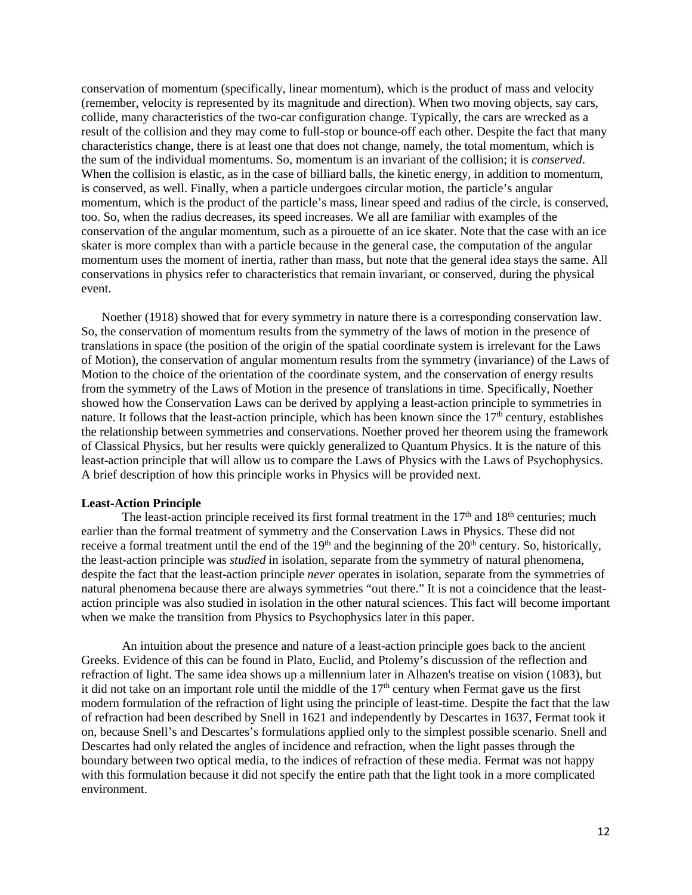conservation of momentum (specifically, linear momentum), which is the product of mass and velocity (remember, velocity is represented by its magnitude and direction). When two moving objects, say cars, collide, many characteristics of the two-car configuration change. Typically, the cars are wrecked as a result of the collision and they may come to full-stop or bounce-off each other. Despite the fact that many characteristics change, there is at least one that does not change, namely, the total momentum, which is the sum of the individual momentums. So, momentum is an invariant of the collision; it is *conserved*. When the collision is elastic, as in the case of billiard balls, the kinetic energy, in addition to momentum, is conserved, as well. Finally, when a particle undergoes circular motion, the particle's angular momentum, which is the product of the particle's mass, linear speed and radius of the circle, is conserved, too. So, when the radius decreases, its speed increases. We all are familiar with examples of the conservation of the angular momentum, such as a pirouette of an ice skater. Note that the case with an ice skater is more complex than with a particle because in the general case, the computation of the angular momentum uses the moment of inertia, rather than mass, but note that the general idea stays the same. All conservations in physics refer to characteristics that remain invariant, or conserved, during the physical event.

Noether (1918) showed that for every symmetry in nature there is a corresponding conservation law. So, the conservation of momentum results from the symmetry of the laws of motion in the presence of translations in space (the position of the origin of the spatial coordinate system is irrelevant for the Laws of Motion), the conservation of angular momentum results from the symmetry (invariance) of the Laws of Motion to the choice of the orientation of the coordinate system, and the conservation of energy results from the symmetry of the Laws of Motion in the presence of translations in time. Specifically, Noether showed how the Conservation Laws can be derived by applying a least-action principle to symmetries in nature. It follows that the least-action principle, which has been known since the 17th century, establishes the relationship between symmetries and conservations. Noether proved her theorem using the framework of Classical Physics, but her results were quickly generalized to Quantum Physics. It is the nature of this least-action principle that will allow us to compare the Laws of Physics with the Laws of Psychophysics. A brief description of how this principle works in Physics will be provided next.

**Least-Action Principle**

The least-action principle received its first formal treatment in the 17th and 18th centuries; much earlier than the formal treatment of symmetry and the Conservation Laws in Physics. These did not receive a formal treatment until the end of the 19th and the beginning of the 20th century. So, historically, the least-action principle was *studied* in isolation, separate from the symmetry of natural phenomena, despite the fact that the least-action principle *never* operates in isolation, separate from the symmetries of natural phenomena because there are always symmetries "out there." It is not a coincidence that the least-action principle was also studied in isolation in the other natural sciences. This fact will become important when we make the transition from Physics to Psychophysics later in this paper.

An intuition about the presence and nature of a least-action principle goes back to the ancient Greeks. Evidence of this can be found in Plato, Euclid, and Ptolemy's discussion of the reflection and refraction of light. The same idea shows up a millennium later in Alhazen's treatise on vision (1083), but it did not take on an important role until the middle of the 17th century when Fermat gave us the first modern formulation of the refraction of light using the principle of least-time. Despite the fact that the law of refraction had been described by Snell in 1621 and independently by Descartes in 1637, Fermat took it on, because Snell's and Descartes's formulations applied only to the simplest possible scenario. Snell and Descartes had only related the angles of incidence and refraction, when the light passes through the boundary between two optical media, to the indices of refraction of these media. Fermat was not happy with this formulation because it did not specify the entire path that the light took in a more complicated environment.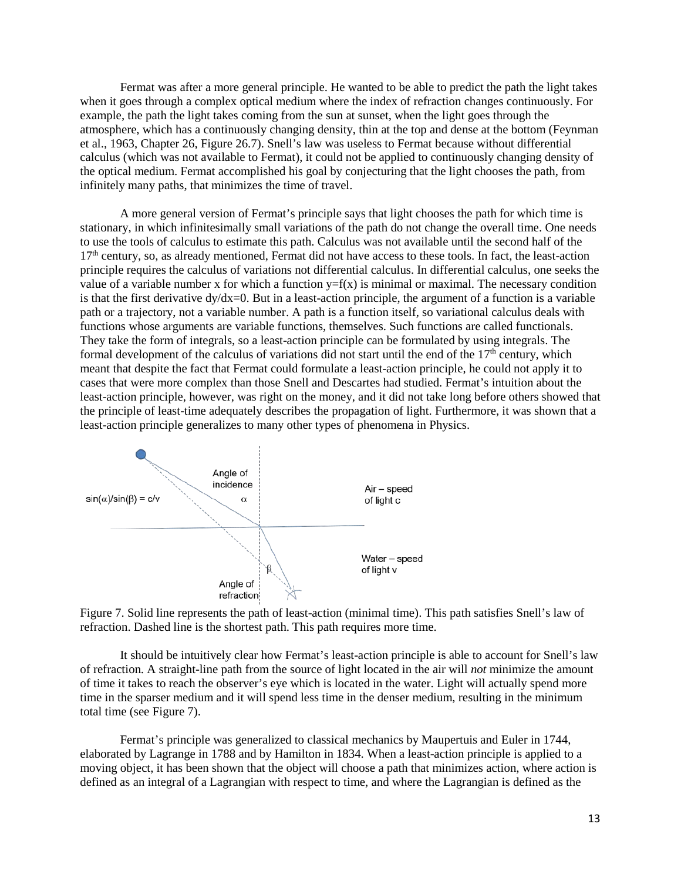Fermat was after a more general principle. He wanted to be able to predict the path the light takes when it goes through a complex optical medium where the index of refraction changes continuously. For example, the path the light takes coming from the sun at sunset, when the light goes through the atmosphere, which has a continuously changing density, thin at the top and dense at the bottom (Feynman et al., 1963, Chapter 26, Figure 26.7). Snell's law was useless to Fermat because without differential calculus (which was not available to Fermat), it could not be applied to continuously changing density of the optical medium. Fermat accomplished his goal by conjecturing that the light chooses the path, from infinitely many paths, that minimizes the time of travel.

A more general version of Fermat's principle says that light chooses the path for which time is stationary, in which infinitesimally small variations of the path do not change the overall time. One needs to use the tools of calculus to estimate this path. Calculus was not available until the second half of the $17^{th}$ century, so, as already mentioned, Fermat did not have access to these tools. In fact, the least-action principle requires the calculus of variations not differential calculus. In differential calculus, one seeks the value of a variable number x for which a function $y=f(x)$ is minimal or maximal. The necessary condition is that the first derivative $dy/dx=0$. But in a least-action principle, the argument of a function is a variable path or a trajectory, not a variable number. A path is a function itself, so variational calculus deals with functions whose arguments are variable functions, themselves. Such functions are called functionals. They take the form of integrals, so a least-action principle can be formulated by using integrals. The formal development of the calculus of variations did not start until the end of the $17^{th}$ century, which meant that despite the fact that Fermat could formulate a least-action principle, he could not apply it to cases that were more complex than those Snell and Descartes had studied. Fermat's intuition about the least-action principle, however, was right on the money, and it did not take long before others showed that the principle of least-time adequately describes the propagation of light. Furthermore, it was shown that a least-action principle generalizes to many other types of phenomena in Physics.

Angle of incidence $\alpha$ | $\sin(\alpha)/\sin(\beta) = c/v$ | Air – speed of light c | Water – speed of light v | Angle of refraction $\beta$

Figure 7. Solid line represents the path of least-action (minimal time). This path satisfies Snell's law of refraction. Dashed line is the shortest path. This path requires more time.

It should be intuitively clear how Fermat's least-action principle is able to account for Snell's law of refraction. A straight-line path from the source of light located in the air will *not* minimize the amount of time it takes to reach the observer's eye which is located in the water. Light will actually spend more time in the sparser medium and it will spend less time in the denser medium, resulting in the minimum total time (see Figure 7).

Fermat's principle was generalized to classical mechanics by Maupertuis and Euler in 1744, elaborated by Lagrange in 1788 and by Hamilton in 1834. When a least-action principle is applied to a moving object, it has been shown that the object will choose a path that minimizes action, where action is defined as an integral of a Lagrangian with respect to time, and where the Lagrangian is defined as the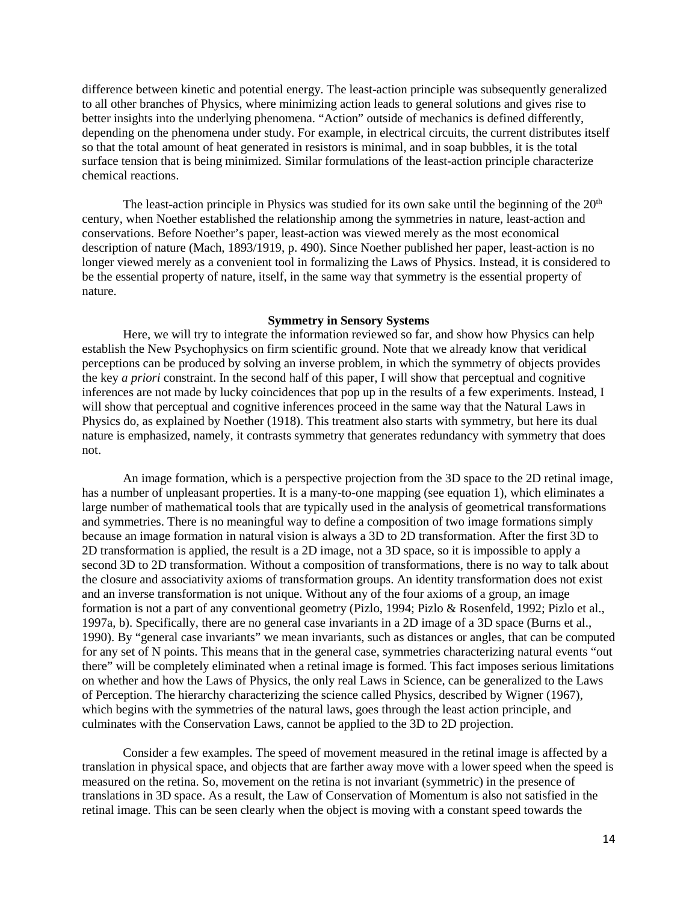difference between kinetic and potential energy. The least-action principle was subsequently generalized to all other branches of Physics, where minimizing action leads to general solutions and gives rise to better insights into the underlying phenomena. "Action" outside of mechanics is defined differently, depending on the phenomena under study. For example, in electrical circuits, the current distributes itself so that the total amount of heat generated in resistors is minimal, and in soap bubbles, it is the total surface tension that is being minimized. Similar formulations of the least-action principle characterize chemical reactions.

The least-action principle in Physics was studied for its own sake until the beginning of the 20th century, when Noether established the relationship among the symmetries in nature, least-action and conservations. Before Noether's paper, least-action was viewed merely as the most economical description of nature (Mach, 1893/1919, p. 490). Since Noether published her paper, least-action is no longer viewed merely as a convenient tool in formalizing the Laws of Physics. Instead, it is considered to be the essential property of nature, itself, in the same way that symmetry is the essential property of nature.

## Symmetry in Sensory Systems

Here, we will try to integrate the information reviewed so far, and show how Physics can help establish the New Psychophysics on firm scientific ground. Note that we already know that veridical perceptions can be produced by solving an inverse problem, in which the symmetry of objects provides the key *a priori* constraint. In the second half of this paper, I will show that perceptual and cognitive inferences are not made by lucky coincidences that pop up in the results of a few experiments. Instead, I will show that perceptual and cognitive inferences proceed in the same way that the Natural Laws in Physics do, as explained by Noether (1918). This treatment also starts with symmetry, but here its dual nature is emphasized, namely, it contrasts symmetry that generates redundancy with symmetry that does not.

An image formation, which is a perspective projection from the 3D space to the 2D retinal image, has a number of unpleasant properties. It is a many-to-one mapping (see equation 1), which eliminates a large number of mathematical tools that are typically used in the analysis of geometrical transformations and symmetries. There is no meaningful way to define a composition of two image formations simply because an image formation in natural vision is always a 3D to 2D transformation. After the first 3D to 2D transformation is applied, the result is a 2D image, not a 3D space, so it is impossible to apply a second 3D to 2D transformation. Without a composition of transformations, there is no way to talk about the closure and associativity axioms of transformation groups. An identity transformation does not exist and an inverse transformation is not unique. Without any of the four axioms of a group, an image formation is not a part of any conventional geometry (Pizlo, 1994; Pizlo & Rosenfeld, 1992; Pizlo et al., 1997a, b). Specifically, there are no general case invariants in a 2D image of a 3D space (Burns et al., 1990). By "general case invariants" we mean invariants, such as distances or angles, that can be computed for any set of N points. This means that in the general case, symmetries characterizing natural events "out there" will be completely eliminated when a retinal image is formed. This fact imposes serious limitations on whether and how the Laws of Physics, the only real Laws in Science, can be generalized to the Laws of Perception. The hierarchy characterizing the science called Physics, described by Wigner (1967), which begins with the symmetries of the natural laws, goes through the least action principle, and culminates with the Conservation Laws, cannot be applied to the 3D to 2D projection.

Consider a few examples. The speed of movement measured in the retinal image is affected by a translation in physical space, and objects that are farther away move with a lower speed when the speed is measured on the retina. So, movement on the retina is not invariant (symmetric) in the presence of translations in 3D space. As a result, the Law of Conservation of Momentum is also not satisfied in the retinal image. This can be seen clearly when the object is moving with a constant speed towards the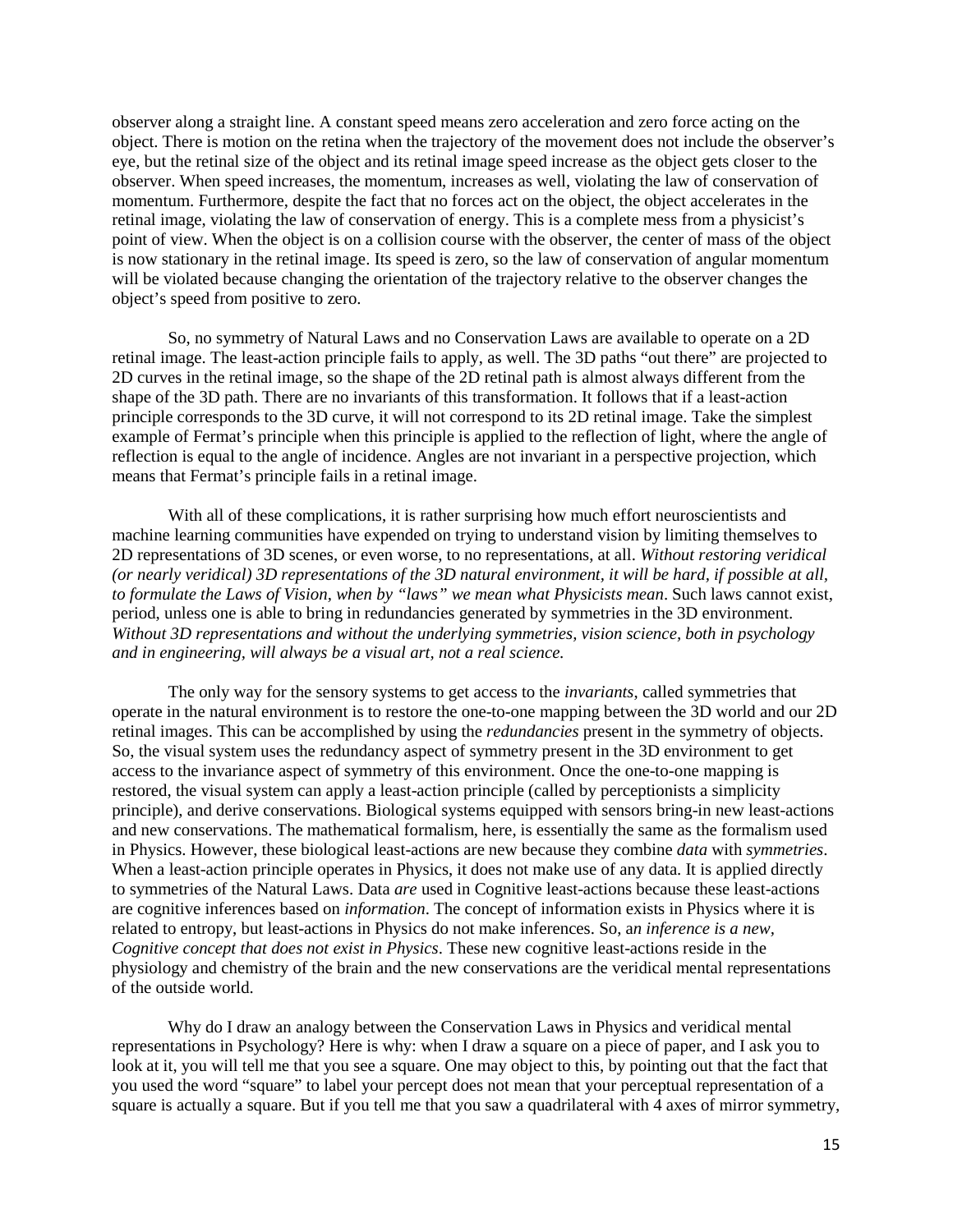observer along a straight line. A constant speed means zero acceleration and zero force acting on the object. There is motion on the retina when the trajectory of the movement does not include the observer's eye, but the retinal size of the object and its retinal image speed increase as the object gets closer to the observer. When speed increases, the momentum, increases as well, violating the law of conservation of momentum. Furthermore, despite the fact that no forces act on the object, the object accelerates in the retinal image, violating the law of conservation of energy. This is a complete mess from a physicist's point of view. When the object is on a collision course with the observer, the center of mass of the object is now stationary in the retinal image. Its speed is zero, so the law of conservation of angular momentum will be violated because changing the orientation of the trajectory relative to the observer changes the object's speed from positive to zero.

So, no symmetry of Natural Laws and no Conservation Laws are available to operate on a 2D retinal image. The least-action principle fails to apply, as well. The 3D paths "out there" are projected to 2D curves in the retinal image, so the shape of the 2D retinal path is almost always different from the shape of the 3D path. There are no invariants of this transformation. It follows that if a least-action principle corresponds to the 3D curve, it will not correspond to its 2D retinal image. Take the simplest example of Fermat's principle when this principle is applied to the reflection of light, where the angle of reflection is equal to the angle of incidence. Angles are not invariant in a perspective projection, which means that Fermat's principle fails in a retinal image.

With all of these complications, it is rather surprising how much effort neuroscientists and machine learning communities have expended on trying to understand vision by limiting themselves to 2D representations of 3D scenes, or even worse, to no representations, at all. *Without restoring veridical (or nearly veridical) 3D representations of the 3D natural environment, it will be hard, if possible at all, to formulate the Laws of Vision, when by "laws" we mean what Physicists mean*. Such laws cannot exist, period, unless one is able to bring in redundancies generated by symmetries in the 3D environment. *Without 3D representations and without the underlying symmetries, vision science, both in psychology and in engineering, will always be a visual art, not a real science.*

The only way for the sensory systems to get access to the *invariants*, called symmetries that operate in the natural environment is to restore the one-to-one mapping between the 3D world and our 2D retinal images. This can be accomplished by using the *redundancies* present in the symmetry of objects. So, the visual system uses the redundancy aspect of symmetry present in the 3D environment to get access to the invariance aspect of symmetry of this environment. Once the one-to-one mapping is restored, the visual system can apply a least-action principle (called by perceptionists a simplicity principle), and derive conservations. Biological systems equipped with sensors bring-in new least-actions and new conservations. The mathematical formalism, here, is essentially the same as the formalism used in Physics. However, these biological least-actions are new because they combine *data* with *symmetries*. When a least-action principle operates in Physics, it does not make use of any data. It is applied directly to symmetries of the Natural Laws. Data *are* used in Cognitive least-actions because these least-actions are cognitive inferences based on *information*. The concept of information exists in Physics where it is related to entropy, but least-actions in Physics do not make inferences. So, a*n inference is a new, Cognitive concept that does not exist in Physics*. These new cognitive least-actions reside in the physiology and chemistry of the brain and the new conservations are the veridical mental representations of the outside world.

Why do I draw an analogy between the Conservation Laws in Physics and veridical mental representations in Psychology? Here is why: when I draw a square on a piece of paper, and I ask you to look at it, you will tell me that you see a square. One may object to this, by pointing out that the fact that you used the word "square" to label your percept does not mean that your perceptual representation of a square is actually a square. But if you tell me that you saw a quadrilateral with 4 axes of mirror symmetry,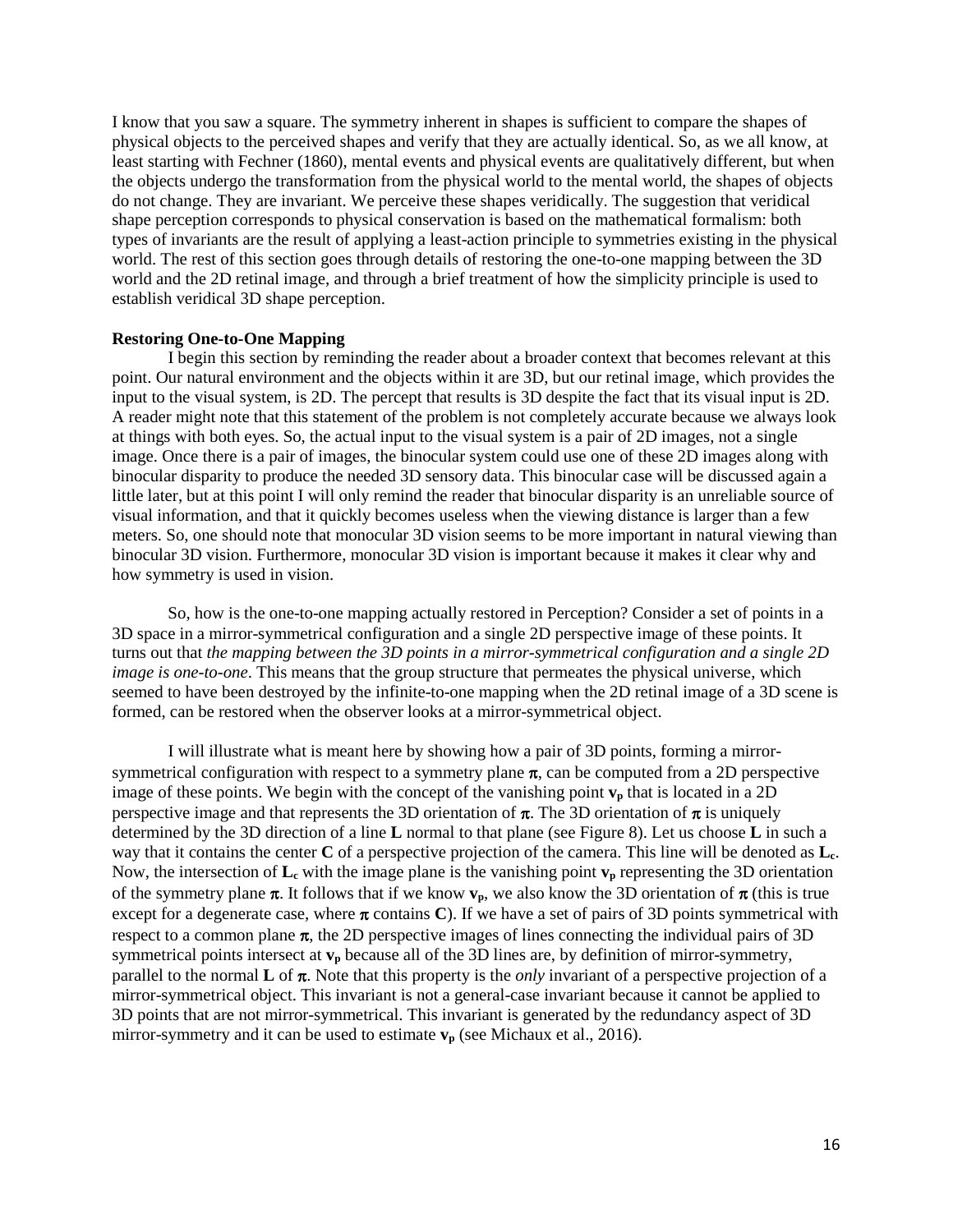I know that you saw a square. The symmetry inherent in shapes is sufficient to compare the shapes of physical objects to the perceived shapes and verify that they are actually identical. So, as we all know, at least starting with Fechner (1860), mental events and physical events are qualitatively different, but when the objects undergo the transformation from the physical world to the mental world, the shapes of objects do not change. They are invariant. We perceive these shapes veridically. The suggestion that veridical shape perception corresponds to physical conservation is based on the mathematical formalism: both types of invariants are the result of applying a least-action principle to symmetries existing in the physical world. The rest of this section goes through details of restoring the one-to-one mapping between the 3D world and the 2D retinal image, and through a brief treatment of how the simplicity principle is used to establish veridical 3D shape perception.

**Restoring One-to-One Mapping**

I begin this section by reminding the reader about a broader context that becomes relevant at this point. Our natural environment and the objects within it are 3D, but our retinal image, which provides the input to the visual system, is 2D. The percept that results is 3D despite the fact that its visual input is 2D. A reader might note that this statement of the problem is not completely accurate because we always look at things with both eyes. So, the actual input to the visual system is a pair of 2D images, not a single image. Once there is a pair of images, the binocular system could use one of these 2D images along with binocular disparity to produce the needed 3D sensory data. This binocular case will be discussed again a little later, but at this point I will only remind the reader that binocular disparity is an unreliable source of visual information, and that it quickly becomes useless when the viewing distance is larger than a few meters. So, one should note that monocular 3D vision seems to be more important in natural viewing than binocular 3D vision. Furthermore, monocular 3D vision is important because it makes it clear why and how symmetry is used in vision.

So, how is the one-to-one mapping actually restored in Perception? Consider a set of points in a 3D space in a mirror-symmetrical configuration and a single 2D perspective image of these points. It turns out that *the mapping between the 3D points in a mirror-symmetrical configuration and a single 2D image is one-to-one*. This means that the group structure that permeates the physical universe, which seemed to have been destroyed by the infinite-to-one mapping when the 2D retinal image of a 3D scene is formed, can be restored when the observer looks at a mirror-symmetrical object.

I will illustrate what is meant here by showing how a pair of 3D points, forming a mirror-symmetrical configuration with respect to a symmetry plane $\pi$, can be computed from a 2D perspective image of these points. We begin with the concept of the vanishing point $\mathbf{v_p}$ that is located in a 2D perspective image and that represents the 3D orientation of $\pi$. The 3D orientation of $\pi$ is uniquely determined by the 3D direction of a line $\mathbf{L}$ normal to that plane (see Figure 8). Let us choose $\mathbf{L}$ in such a way that it contains the center $\mathbf{C}$ of a perspective projection of the camera. This line will be denoted as $\mathbf{L_c}$. Now, the intersection of $\mathbf{L_c}$ with the image plane is the vanishing point $\mathbf{v_p}$ representing the 3D orientation of the symmetry plane $\pi$. It follows that if we know $\mathbf{v_p}$, we also know the 3D orientation of $\pi$ (this is true except for a degenerate case, where $\pi$ contains $\mathbf{C}$). If we have a set of pairs of 3D points symmetrical with respect to a common plane $\pi$, the 2D perspective images of lines connecting the individual pairs of 3D symmetrical points intersect at $\mathbf{v_p}$ because all of the 3D lines are, by definition of mirror-symmetry, parallel to the normal $\mathbf{L}$ of $\pi$. Note that this property is the *only* invariant of a perspective projection of a mirror-symmetrical object. This invariant is not a general-case invariant because it cannot be applied to 3D points that are not mirror-symmetrical. This invariant is generated by the redundancy aspect of 3D mirror-symmetry and it can be used to estimate $\mathbf{v_p}$ (see Michaux et al., 2016).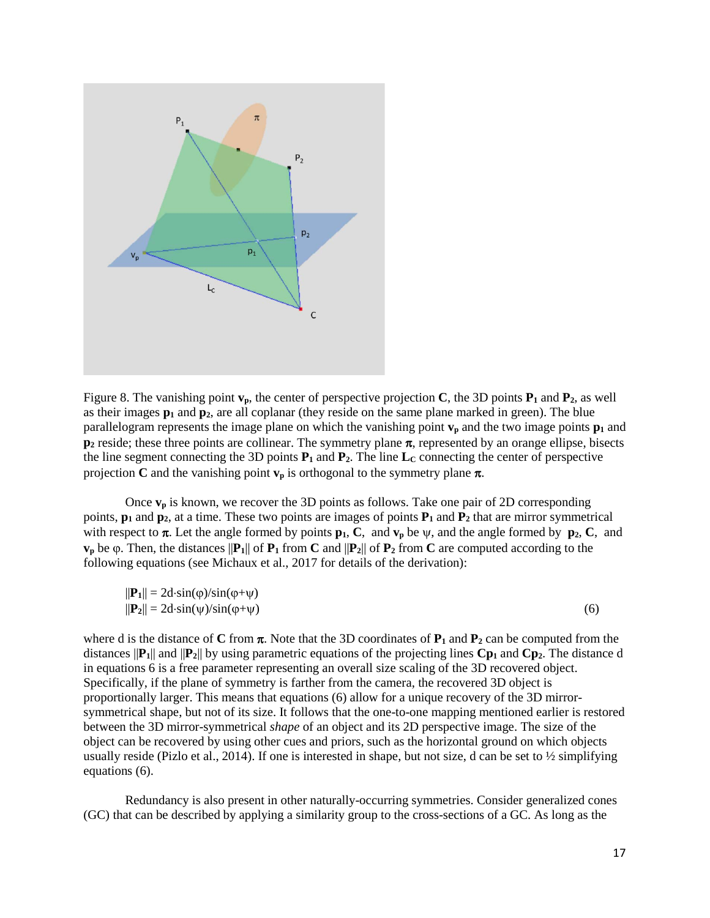Figure 8. The vanishing point $\mathbf{v_p}$, the center of perspective projection $\mathbf{C}$, the 3D points $\mathbf{P_1}$ and $\mathbf{P_2}$, as well as their images $\mathbf{p_1}$ and $\mathbf{p_2}$, are all coplanar (they reside on the same plane marked in green). The blue parallelogram represents the image plane on which the vanishing point $\mathbf{v_p}$ and the two image points $\mathbf{p_1}$ and $\mathbf{p_2}$ reside; these three points are collinear. The symmetry plane $\pi$, represented by an orange ellipse, bisects the line segment connecting the 3D points $\mathbf{P_1}$ and $\mathbf{P_2}$. The line $\mathbf{L_C}$ connecting the center of perspective projection $\mathbf{C}$ and the vanishing point $\mathbf{v_p}$ is orthogonal to the symmetry plane $\pi$.

Once $\mathbf{v_p}$ is known, we recover the 3D points as follows. Take one pair of 2D corresponding points, $\mathbf{p_1}$ and $\mathbf{p_2}$, at a time. These two points are images of points $\mathbf{P_1}$ and $\mathbf{P_2}$ that are mirror symmetrical with respect to $\pi$. Let the angle formed by points $\mathbf{p_1}$, $\mathbf{C}$, and $\mathbf{v_p}$ be $\psi$, and the angle formed by $\mathbf{p_2}$, $\mathbf{C}$, and $\mathbf{v_p}$ be $\varphi$. Then, the distances $||\mathbf{P_1}||$ of $\mathbf{P_1}$ from $\mathbf{C}$ and $||\mathbf{P_2}||$ of $\mathbf{P_2}$ from $\mathbf{C}$ are computed according to the following equations (see Michaux et al., 2017 for details of the derivation):

$$
\begin{aligned}
||\mathbf{P_1}|| &= 2d \cdot \sin(\varphi)/\sin(\varphi+\psi) \\
||\mathbf{P_2}|| &= 2d \cdot \sin(\psi)/\sin(\varphi+\psi)
\end{aligned}
\qquad (6)
$$

where d is the distance of $\mathbf{C}$ from $\pi$. Note that the 3D coordinates of $\mathbf{P_1}$ and $\mathbf{P_2}$ can be computed from the distances $||\mathbf{P_1}||$ and $||\mathbf{P_2}||$ by using parametric equations of the projecting lines $\mathbf{Cp_1}$ and $\mathbf{Cp_2}$. The distance d in equations 6 is a free parameter representing an overall size scaling of the 3D recovered object. Specifically, if the plane of symmetry is farther from the camera, the recovered 3D object is proportionally larger. This means that equations (6) allow for a unique recovery of the 3D mirror-symmetrical shape, but not of its size. It follows that the one-to-one mapping mentioned earlier is restored between the 3D mirror-symmetrical *shape* of an object and its 2D perspective image. The size of the object can be recovered by using other cues and priors, such as the horizontal ground on which objects usually reside (Pizlo et al., 2014). If one is interested in shape, but not size, d can be set to ½ simplifying equations (6).

Redundancy is also present in other naturally-occurring symmetries. Consider generalized cones (GC) that can be described by applying a similarity group to the cross-sections of a GC. As long as the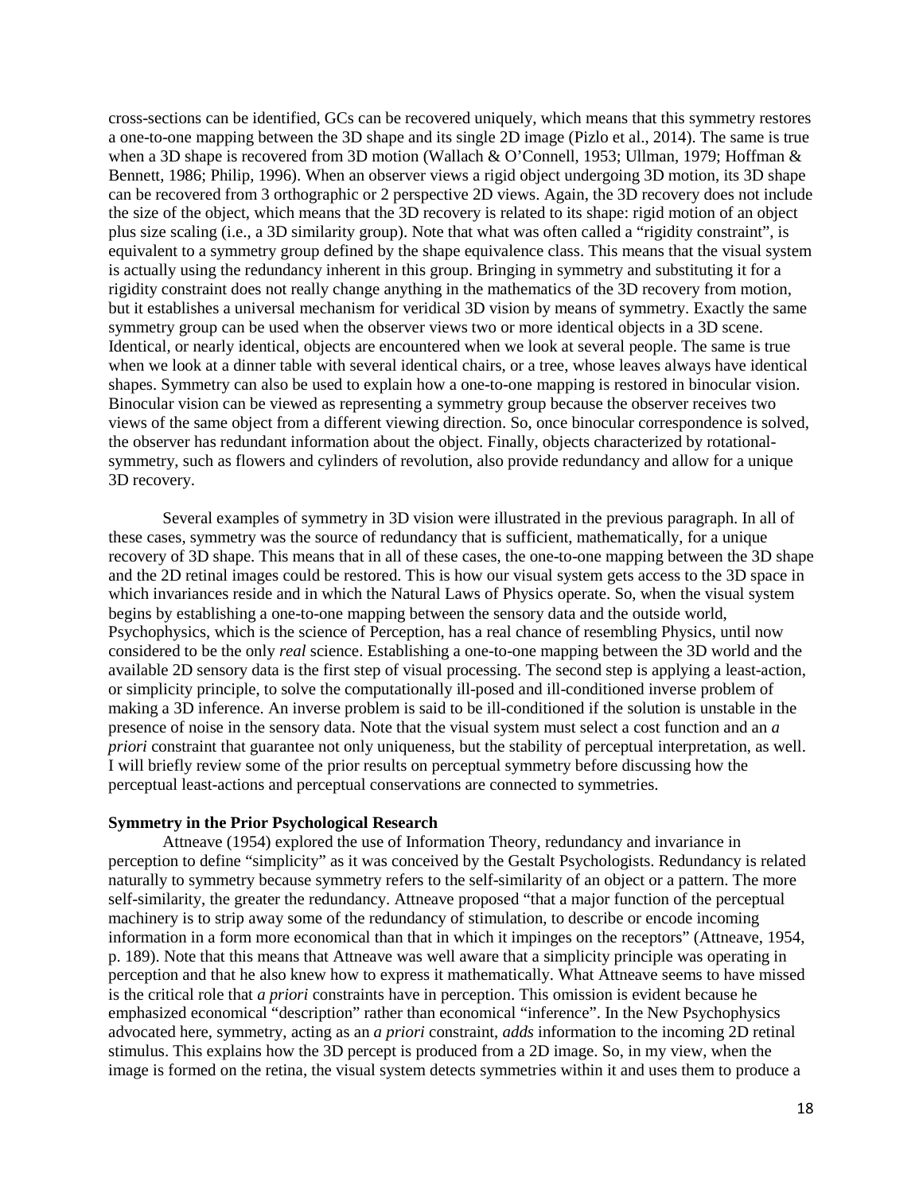cross-sections can be identified, GCs can be recovered uniquely, which means that this symmetry restores a one-to-one mapping between the 3D shape and its single 2D image (Pizlo et al., 2014). The same is true when a 3D shape is recovered from 3D motion (Wallach & O'Connell, 1953; Ullman, 1979; Hoffman & Bennett, 1986; Philip, 1996). When an observer views a rigid object undergoing 3D motion, its 3D shape can be recovered from 3 orthographic or 2 perspective 2D views. Again, the 3D recovery does not include the size of the object, which means that the 3D recovery is related to its shape: rigid motion of an object plus size scaling (i.e., a 3D similarity group). Note that what was often called a "rigidity constraint", is equivalent to a symmetry group defined by the shape equivalence class. This means that the visual system is actually using the redundancy inherent in this group. Bringing in symmetry and substituting it for a rigidity constraint does not really change anything in the mathematics of the 3D recovery from motion, but it establishes a universal mechanism for veridical 3D vision by means of symmetry. Exactly the same symmetry group can be used when the observer views two or more identical objects in a 3D scene. Identical, or nearly identical, objects are encountered when we look at several people. The same is true when we look at a dinner table with several identical chairs, or a tree, whose leaves always have identical shapes. Symmetry can also be used to explain how a one-to-one mapping is restored in binocular vision. Binocular vision can be viewed as representing a symmetry group because the observer receives two views of the same object from a different viewing direction. So, once binocular correspondence is solved, the observer has redundant information about the object. Finally, objects characterized by rotational-symmetry, such as flowers and cylinders of revolution, also provide redundancy and allow for a unique 3D recovery.

Several examples of symmetry in 3D vision were illustrated in the previous paragraph. In all of these cases, symmetry was the source of redundancy that is sufficient, mathematically, for a unique recovery of 3D shape. This means that in all of these cases, the one-to-one mapping between the 3D shape and the 2D retinal images could be restored. This is how our visual system gets access to the 3D space in which invariances reside and in which the Natural Laws of Physics operate. So, when the visual system begins by establishing a one-to-one mapping between the sensory data and the outside world, Psychophysics, which is the science of Perception, has a real chance of resembling Physics, until now considered to be the only *real* science. Establishing a one-to-one mapping between the 3D world and the available 2D sensory data is the first step of visual processing. The second step is applying a least-action, or simplicity principle, to solve the computationally ill-posed and ill-conditioned inverse problem of making a 3D inference. An inverse problem is said to be ill-conditioned if the solution is unstable in the presence of noise in the sensory data. Note that the visual system must select a cost function and an *a priori* constraint that guarantee not only uniqueness, but the stability of perceptual interpretation, as well. I will briefly review some of the prior results on perceptual symmetry before discussing how the perceptual least-actions and perceptual conservations are connected to symmetries.

**Symmetry in the Prior Psychological Research**

Attneave (1954) explored the use of Information Theory, redundancy and invariance in perception to define "simplicity" as it was conceived by the Gestalt Psychologists. Redundancy is related naturally to symmetry because symmetry refers to the self-similarity of an object or a pattern. The more self-similarity, the greater the redundancy. Attneave proposed "that a major function of the perceptual machinery is to strip away some of the redundancy of stimulation, to describe or encode incoming information in a form more economical than that in which it impinges on the receptors" (Attneave, 1954, p. 189). Note that this means that Attneave was well aware that a simplicity principle was operating in perception and that he also knew how to express it mathematically. What Attneave seems to have missed is the critical role that *a priori* constraints have in perception. This omission is evident because he emphasized economical "description" rather than economical "inference". In the New Psychophysics advocated here, symmetry, acting as an *a priori* constraint, *adds* information to the incoming 2D retinal stimulus. This explains how the 3D percept is produced from a 2D image. So, in my view, when the image is formed on the retina, the visual system detects symmetries within it and uses them to produce a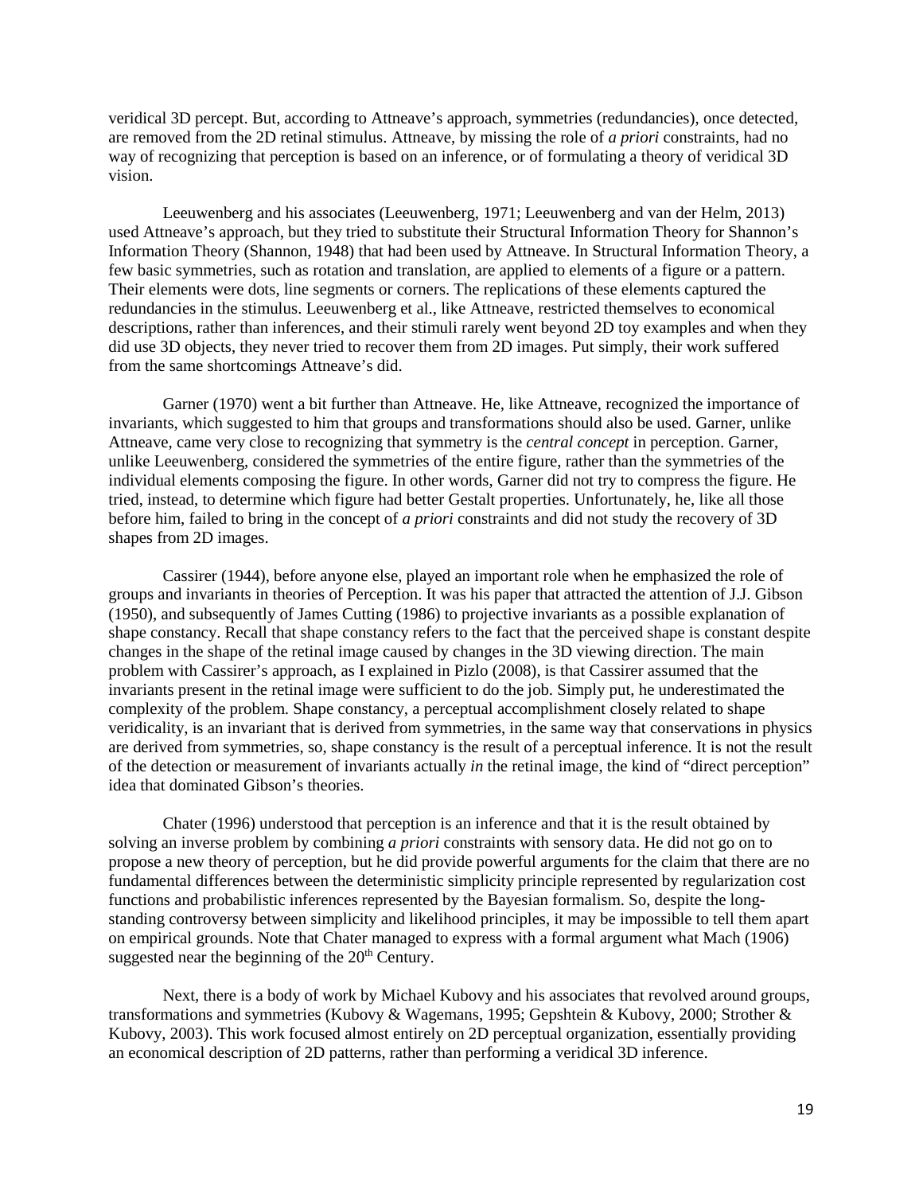veridical 3D percept. But, according to Attneave's approach, symmetries (redundancies), once detected, are removed from the 2D retinal stimulus. Attneave, by missing the role of *a priori* constraints, had no way of recognizing that perception is based on an inference, or of formulating a theory of veridical 3D vision.

Leeuwenberg and his associates (Leeuwenberg, 1971; Leeuwenberg and van der Helm, 2013) used Attneave's approach, but they tried to substitute their Structural Information Theory for Shannon's Information Theory (Shannon, 1948) that had been used by Attneave. In Structural Information Theory, a few basic symmetries, such as rotation and translation, are applied to elements of a figure or a pattern. Their elements were dots, line segments or corners. The replications of these elements captured the redundancies in the stimulus. Leeuwenberg et al., like Attneave, restricted themselves to economical descriptions, rather than inferences, and their stimuli rarely went beyond 2D toy examples and when they did use 3D objects, they never tried to recover them from 2D images. Put simply, their work suffered from the same shortcomings Attneave's did.

Garner (1970) went a bit further than Attneave. He, like Attneave, recognized the importance of invariants, which suggested to him that groups and transformations should also be used. Garner, unlike Attneave, came very close to recognizing that symmetry is the *central concept* in perception. Garner, unlike Leeuwenberg, considered the symmetries of the entire figure, rather than the symmetries of the individual elements composing the figure. In other words, Garner did not try to compress the figure. He tried, instead, to determine which figure had better Gestalt properties. Unfortunately, he, like all those before him, failed to bring in the concept of *a priori* constraints and did not study the recovery of 3D shapes from 2D images.

Cassirer (1944), before anyone else, played an important role when he emphasized the role of groups and invariants in theories of Perception. It was his paper that attracted the attention of J.J. Gibson (1950), and subsequently of James Cutting (1986) to projective invariants as a possible explanation of shape constancy. Recall that shape constancy refers to the fact that the perceived shape is constant despite changes in the shape of the retinal image caused by changes in the 3D viewing direction. The main problem with Cassirer's approach, as I explained in Pizlo (2008), is that Cassirer assumed that the invariants present in the retinal image were sufficient to do the job. Simply put, he underestimated the complexity of the problem. Shape constancy, a perceptual accomplishment closely related to shape veridicality, is an invariant that is derived from symmetries, in the same way that conservations in physics are derived from symmetries, so, shape constancy is the result of a perceptual inference. It is not the result of the detection or measurement of invariants actually *in* the retinal image, the kind of "direct perception" idea that dominated Gibson's theories.

Chater (1996) understood that perception is an inference and that it is the result obtained by solving an inverse problem by combining *a priori* constraints with sensory data. He did not go on to propose a new theory of perception, but he did provide powerful arguments for the claim that there are no fundamental differences between the deterministic simplicity principle represented by regularization cost functions and probabilistic inferences represented by the Bayesian formalism. So, despite the long-standing controversy between simplicity and likelihood principles, it may be impossible to tell them apart on empirical grounds. Note that Chater managed to express with a formal argument what Mach (1906) suggested near the beginning of the 20th Century.

Next, there is a body of work by Michael Kubovy and his associates that revolved around groups, transformations and symmetries (Kubovy & Wagemans, 1995; Gepshtein & Kubovy, 2000; Strother & Kubovy, 2003). This work focused almost entirely on 2D perceptual organization, essentially providing an economical description of 2D patterns, rather than performing a veridical 3D inference.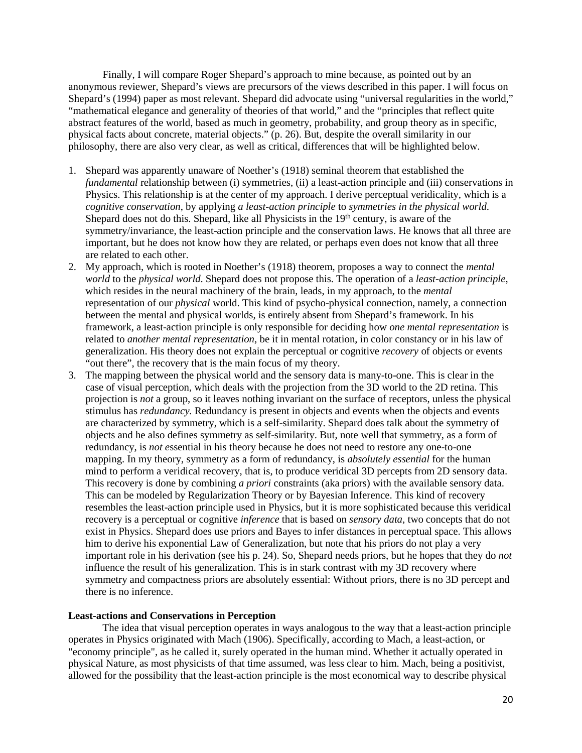Finally, I will compare Roger Shepard's approach to mine because, as pointed out by an anonymous reviewer, Shepard's views are precursors of the views described in this paper. I will focus on Shepard's (1994) paper as most relevant. Shepard did advocate using "universal regularities in the world," "mathematical elegance and generality of theories of that world," and the "principles that reflect quite abstract features of the world, based as much in geometry, probability, and group theory as in specific, physical facts about concrete, material objects." (p. 26). But, despite the overall similarity in our philosophy, there are also very clear, as well as critical, differences that will be highlighted below.

1. Shepard was apparently unaware of Noether's (1918) seminal theorem that established the *fundamental* relationship between (i) symmetries, (ii) a least-action principle and (iii) conservations in Physics. This relationship is at the center of my approach. I derive perceptual veridicality, which is a *cognitive conservation*, by applying *a least-action principle* to *symmetries in the physical world*. Shepard does not do this. Shepard, like all Physicists in the 19th century, is aware of the symmetry/invariance, the least-action principle and the conservation laws. He knows that all three are important, but he does not know how they are related, or perhaps even does not know that all three are related to each other.
2. My approach, which is rooted in Noether's (1918) theorem, proposes a way to connect the *mental world* to the *physical world*. Shepard does not propose this. The operation of a *least-action principle*, which resides in the neural machinery of the brain, leads, in my approach, to the *mental* representation of our *physical* world. This kind of psycho-physical connection, namely, a connection between the mental and physical worlds, is entirely absent from Shepard's framework. In his framework, a least-action principle is only responsible for deciding how *one mental representation* is related to *another mental representation*, be it in mental rotation, in color constancy or in his law of generalization. His theory does not explain the perceptual or cognitive *recovery* of objects or events "out there", the recovery that is the main focus of my theory.
3. The mapping between the physical world and the sensory data is many-to-one. This is clear in the case of visual perception, which deals with the projection from the 3D world to the 2D retina. This projection is *not* a group, so it leaves nothing invariant on the surface of receptors, unless the physical stimulus has *redundancy.* Redundancy is present in objects and events when the objects and events are characterized by symmetry, which is a self-similarity. Shepard does talk about the symmetry of objects and he also defines symmetry as self-similarity. But, note well that symmetry, as a form of redundancy, is *not e*ssential in his theory because he does not need to restore any one-to-one mapping. In my theory, symmetry as a form of redundancy, is *absolutely essential* for the human mind to perform a veridical recovery, that is, to produce veridical 3D percepts from 2D sensory data. This recovery is done by combining *a priori* constraints (aka priors) with the available sensory data. This can be modeled by Regularization Theory or by Bayesian Inference. This kind of recovery resembles the least-action principle used in Physics, but it is more sophisticated because this veridical recovery is a perceptual or cognitive *inference* that is based on *sensory data*, two concepts that do not exist in Physics. Shepard does use priors and Bayes to infer distances in perceptual space. This allows him to derive his exponential Law of Generalization, but note that his priors do not play a very important role in his derivation (see his p. 24). So, Shepard needs priors, but he hopes that they do *not* influence the result of his generalization. This is in stark contrast with my 3D recovery where symmetry and compactness priors are absolutely essential: Without priors, there is no 3D percept and there is no inference.

**Least-actions and Conservations in Perception**

The idea that visual perception operates in ways analogous to the way that a least-action principle operates in Physics originated with Mach (1906). Specifically, according to Mach, a least-action, or "economy principle", as he called it, surely operated in the human mind. Whether it actually operated in physical Nature, as most physicists of that time assumed, was less clear to him. Mach, being a positivist, allowed for the possibility that the least-action principle is the most economical way to describe physical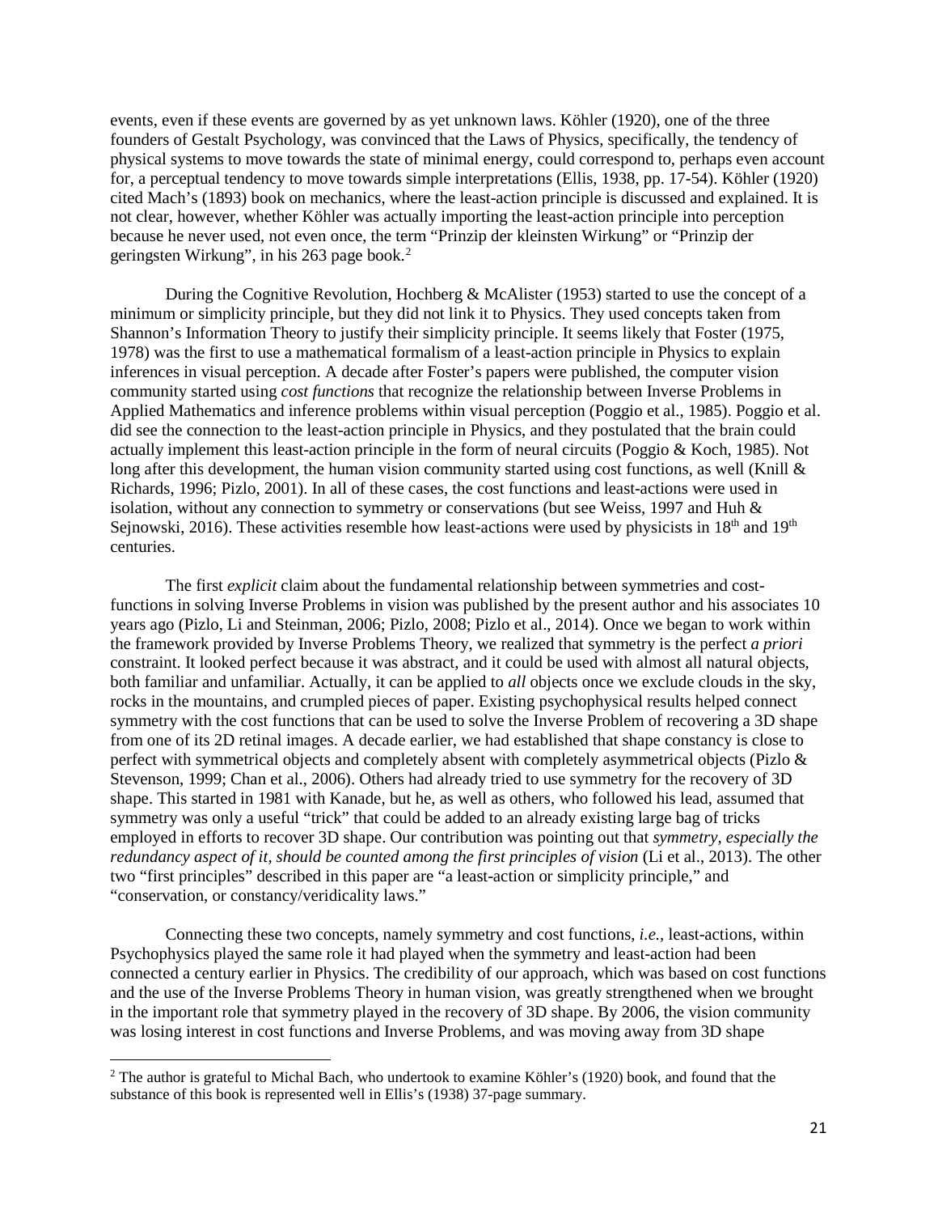events, even if these events are governed by as yet unknown laws. Köhler (1920), one of the three founders of Gestalt Psychology, was convinced that the Laws of Physics, specifically, the tendency of physical systems to move towards the state of minimal energy, could correspond to, perhaps even account for, a perceptual tendency to move towards simple interpretations (Ellis, 1938, pp. 17-54). Köhler (1920) cited Mach's (1893) book on mechanics, where the least-action principle is discussed and explained. It is not clear, however, whether Köhler was actually importing the least-action principle into perception because he never used, not even once, the term "Prinzip der kleinsten Wirkung" or "Prinzip der geringsten Wirkung", in his 263 page book.[2]

During the Cognitive Revolution, Hochberg & McAlister (1953) started to use the concept of a minimum or simplicity principle, but they did not link it to Physics. They used concepts taken from Shannon's Information Theory to justify their simplicity principle. It seems likely that Foster (1975, 1978) was the first to use a mathematical formalism of a least-action principle in Physics to explain inferences in visual perception. A decade after Foster's papers were published, the computer vision community started using *cost functions* that recognize the relationship between Inverse Problems in Applied Mathematics and inference problems within visual perception (Poggio et al., 1985). Poggio et al. did see the connection to the least-action principle in Physics, and they postulated that the brain could actually implement this least-action principle in the form of neural circuits (Poggio & Koch, 1985). Not long after this development, the human vision community started using cost functions, as well (Knill & Richards, 1996; Pizlo, 2001). In all of these cases, the cost functions and least-actions were used in isolation, without any connection to symmetry or conservations (but see Weiss, 1997 and Huh & Sejnowski, 2016). These activities resemble how least-actions were used by physicists in 18th and 19th centuries.

The first *explicit* claim about the fundamental relationship between symmetries and cost-functions in solving Inverse Problems in vision was published by the present author and his associates 10 years ago (Pizlo, Li and Steinman, 2006; Pizlo, 2008; Pizlo et al., 2014). Once we began to work within the framework provided by Inverse Problems Theory, we realized that symmetry is the perfect *a priori* constraint. It looked perfect because it was abstract, and it could be used with almost all natural objects, both familiar and unfamiliar. Actually, it can be applied to *all* objects once we exclude clouds in the sky, rocks in the mountains, and crumpled pieces of paper. Existing psychophysical results helped connect symmetry with the cost functions that can be used to solve the Inverse Problem of recovering a 3D shape from one of its 2D retinal images. A decade earlier, we had established that shape constancy is close to perfect with symmetrical objects and completely absent with completely asymmetrical objects (Pizlo & Stevenson, 1999; Chan et al., 2006). Others had already tried to use symmetry for the recovery of 3D shape. This started in 1981 with Kanade, but he, as well as others, who followed his lead, assumed that symmetry was only a useful "trick" that could be added to an already existing large bag of tricks employed in efforts to recover 3D shape. Our contribution was pointing out that *symmetry, especially the redundancy aspect of it, should be counted among the first principles of vision* (Li et al., 2013). The other two "first principles" described in this paper are "a least-action or simplicity principle," and "conservation, or constancy/veridicality laws."

Connecting these two concepts, namely symmetry and cost functions, *i.e.*, least-actions, within Psychophysics played the same role it had played when the symmetry and least-action had been connected a century earlier in Physics. The credibility of our approach, which was based on cost functions and the use of the Inverse Problems Theory in human vision, was greatly strengthened when we brought in the important role that symmetry played in the recovery of 3D shape. By 2006, the vision community was losing interest in cost functions and Inverse Problems, and was moving away from 3D shape

[2] The author is grateful to Michal Bach, who undertook to examine Köhler's (1920) book, and found that the substance of this book is represented well in Ellis's (1938) 37-page summary.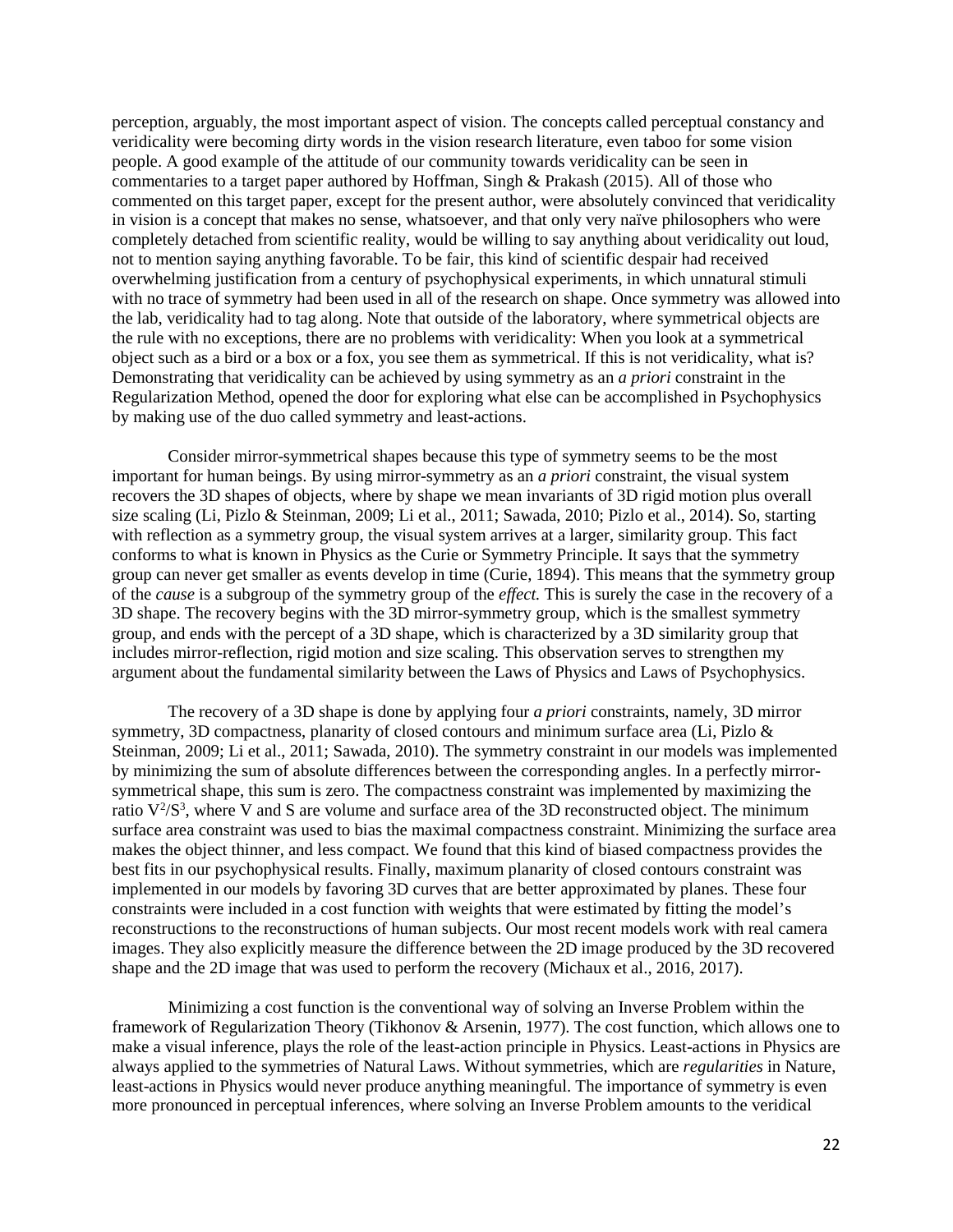perception, arguably, the most important aspect of vision. The concepts called perceptual constancy and veridicality were becoming dirty words in the vision research literature, even taboo for some vision people. A good example of the attitude of our community towards veridicality can be seen in commentaries to a target paper authored by Hoffman, Singh & Prakash (2015). All of those who commented on this target paper, except for the present author, were absolutely convinced that veridicality in vision is a concept that makes no sense, whatsoever, and that only very naïve philosophers who were completely detached from scientific reality, would be willing to say anything about veridicality out loud, not to mention saying anything favorable. To be fair, this kind of scientific despair had received overwhelming justification from a century of psychophysical experiments, in which unnatural stimuli with no trace of symmetry had been used in all of the research on shape. Once symmetry was allowed into the lab, veridicality had to tag along. Note that outside of the laboratory, where symmetrical objects are the rule with no exceptions, there are no problems with veridicality: When you look at a symmetrical object such as a bird or a box or a fox, you see them as symmetrical. If this is not veridicality, what is? Demonstrating that veridicality can be achieved by using symmetry as an *a priori* constraint in the Regularization Method, opened the door for exploring what else can be accomplished in Psychophysics by making use of the duo called symmetry and least-actions.

Consider mirror-symmetrical shapes because this type of symmetry seems to be the most important for human beings. By using mirror-symmetry as an *a priori* constraint, the visual system recovers the 3D shapes of objects, where by shape we mean invariants of 3D rigid motion plus overall size scaling (Li, Pizlo & Steinman, 2009; Li et al., 2011; Sawada, 2010; Pizlo et al., 2014). So, starting with reflection as a symmetry group, the visual system arrives at a larger, similarity group. This fact conforms to what is known in Physics as the Curie or Symmetry Principle. It says that the symmetry group can never get smaller as events develop in time (Curie, 1894). This means that the symmetry group of the *cause* is a subgroup of the symmetry group of the *effect.* This is surely the case in the recovery of a 3D shape. The recovery begins with the 3D mirror-symmetry group, which is the smallest symmetry group, and ends with the percept of a 3D shape, which is characterized by a 3D similarity group that includes mirror-reflection, rigid motion and size scaling. This observation serves to strengthen my argument about the fundamental similarity between the Laws of Physics and Laws of Psychophysics.

The recovery of a 3D shape is done by applying four *a priori* constraints, namely, 3D mirror symmetry, 3D compactness, planarity of closed contours and minimum surface area (Li, Pizlo & Steinman, 2009; Li et al., 2011; Sawada, 2010). The symmetry constraint in our models was implemented by minimizing the sum of absolute differences between the corresponding angles. In a perfectly mirror-symmetrical shape, this sum is zero. The compactness constraint was implemented by maximizing the ratio $V^2/S^3$, where V and S are volume and surface area of the 3D reconstructed object. The minimum surface area constraint was used to bias the maximal compactness constraint. Minimizing the surface area makes the object thinner, and less compact. We found that this kind of biased compactness provides the best fits in our psychophysical results. Finally, maximum planarity of closed contours constraint was implemented in our models by favoring 3D curves that are better approximated by planes. These four constraints were included in a cost function with weights that were estimated by fitting the model's reconstructions to the reconstructions of human subjects. Our most recent models work with real camera images. They also explicitly measure the difference between the 2D image produced by the 3D recovered shape and the 2D image that was used to perform the recovery (Michaux et al., 2016, 2017).

Minimizing a cost function is the conventional way of solving an Inverse Problem within the framework of Regularization Theory (Tikhonov & Arsenin, 1977). The cost function, which allows one to make a visual inference, plays the role of the least-action principle in Physics. Least-actions in Physics are always applied to the symmetries of Natural Laws. Without symmetries, which are *regularities* in Nature, least-actions in Physics would never produce anything meaningful. The importance of symmetry is even more pronounced in perceptual inferences, where solving an Inverse Problem amounts to the veridical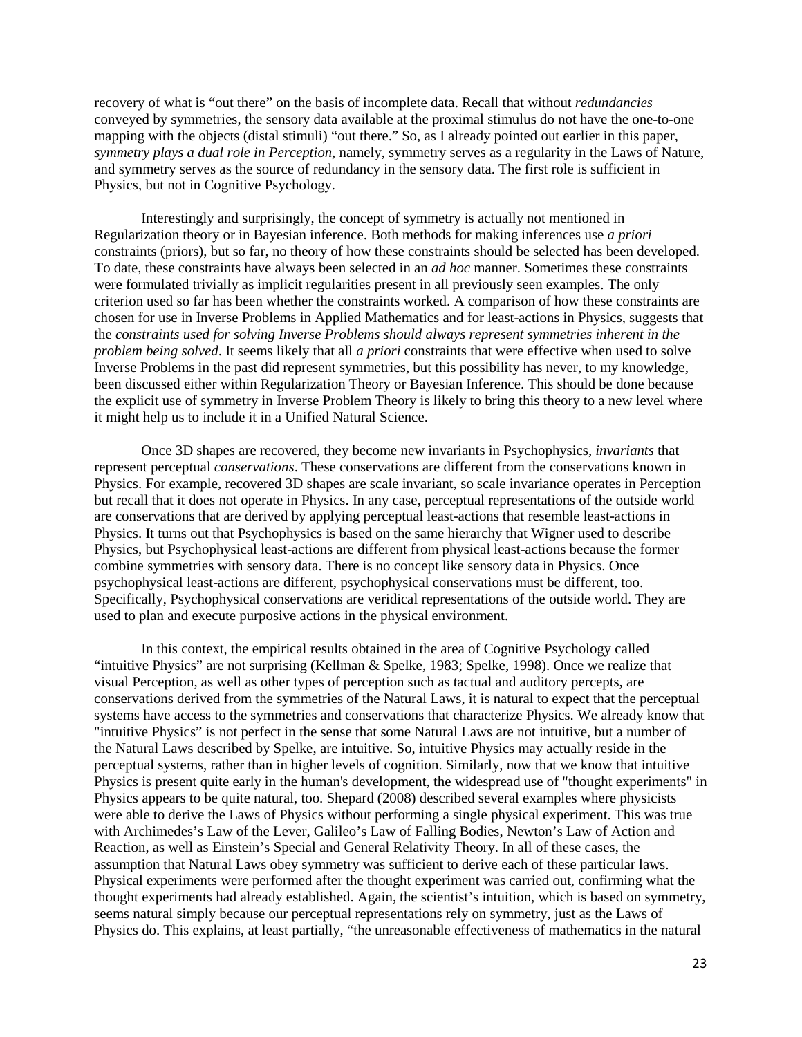recovery of what is "out there" on the basis of incomplete data. Recall that without *redundancies* conveyed by symmetries, the sensory data available at the proximal stimulus do not have the one-to-one mapping with the objects (distal stimuli) "out there." So, as I already pointed out earlier in this paper, *symmetry plays a dual role in Perception*, namely, symmetry serves as a regularity in the Laws of Nature, and symmetry serves as the source of redundancy in the sensory data. The first role is sufficient in Physics, but not in Cognitive Psychology.

Interestingly and surprisingly, the concept of symmetry is actually not mentioned in Regularization theory or in Bayesian inference. Both methods for making inferences use *a priori* constraints (priors), but so far, no theory of how these constraints should be selected has been developed. To date, these constraints have always been selected in an *ad hoc* manner. Sometimes these constraints were formulated trivially as implicit regularities present in all previously seen examples. The only criterion used so far has been whether the constraints worked. A comparison of how these constraints are chosen for use in Inverse Problems in Applied Mathematics and for least-actions in Physics, suggests that the *constraints used for solving Inverse Problems should always represent symmetries inherent in the problem being solved*. It seems likely that all *a priori* constraints that were effective when used to solve Inverse Problems in the past did represent symmetries, but this possibility has never, to my knowledge, been discussed either within Regularization Theory or Bayesian Inference. This should be done because the explicit use of symmetry in Inverse Problem Theory is likely to bring this theory to a new level where it might help us to include it in a Unified Natural Science.

Once 3D shapes are recovered, they become new invariants in Psychophysics, *invariants* that represent perceptual *conservations*. These conservations are different from the conservations known in Physics. For example, recovered 3D shapes are scale invariant, so scale invariance operates in Perception but recall that it does not operate in Physics. In any case, perceptual representations of the outside world are conservations that are derived by applying perceptual least-actions that resemble least-actions in Physics. It turns out that Psychophysics is based on the same hierarchy that Wigner used to describe Physics, but Psychophysical least-actions are different from physical least-actions because the former combine symmetries with sensory data. There is no concept like sensory data in Physics. Once psychophysical least-actions are different, psychophysical conservations must be different, too. Specifically, Psychophysical conservations are veridical representations of the outside world. They are used to plan and execute purposive actions in the physical environment.

In this context, the empirical results obtained in the area of Cognitive Psychology called "intuitive Physics" are not surprising (Kellman & Spelke, 1983; Spelke, 1998). Once we realize that visual Perception, as well as other types of perception such as tactual and auditory percepts, are conservations derived from the symmetries of the Natural Laws, it is natural to expect that the perceptual systems have access to the symmetries and conservations that characterize Physics. We already know that "intuitive Physics" is not perfect in the sense that some Natural Laws are not intuitive, but a number of the Natural Laws described by Spelke, are intuitive. So, intuitive Physics may actually reside in the perceptual systems, rather than in higher levels of cognition. Similarly, now that we know that intuitive Physics is present quite early in the human's development, the widespread use of "thought experiments" in Physics appears to be quite natural, too. Shepard (2008) described several examples where physicists were able to derive the Laws of Physics without performing a single physical experiment. This was true with Archimedes's Law of the Lever, Galileo's Law of Falling Bodies, Newton's Law of Action and Reaction, as well as Einstein's Special and General Relativity Theory. In all of these cases, the assumption that Natural Laws obey symmetry was sufficient to derive each of these particular laws. Physical experiments were performed after the thought experiment was carried out, confirming what the thought experiments had already established. Again, the scientist's intuition, which is based on symmetry, seems natural simply because our perceptual representations rely on symmetry, just as the Laws of Physics do. This explains, at least partially, "the unreasonable effectiveness of mathematics in the natural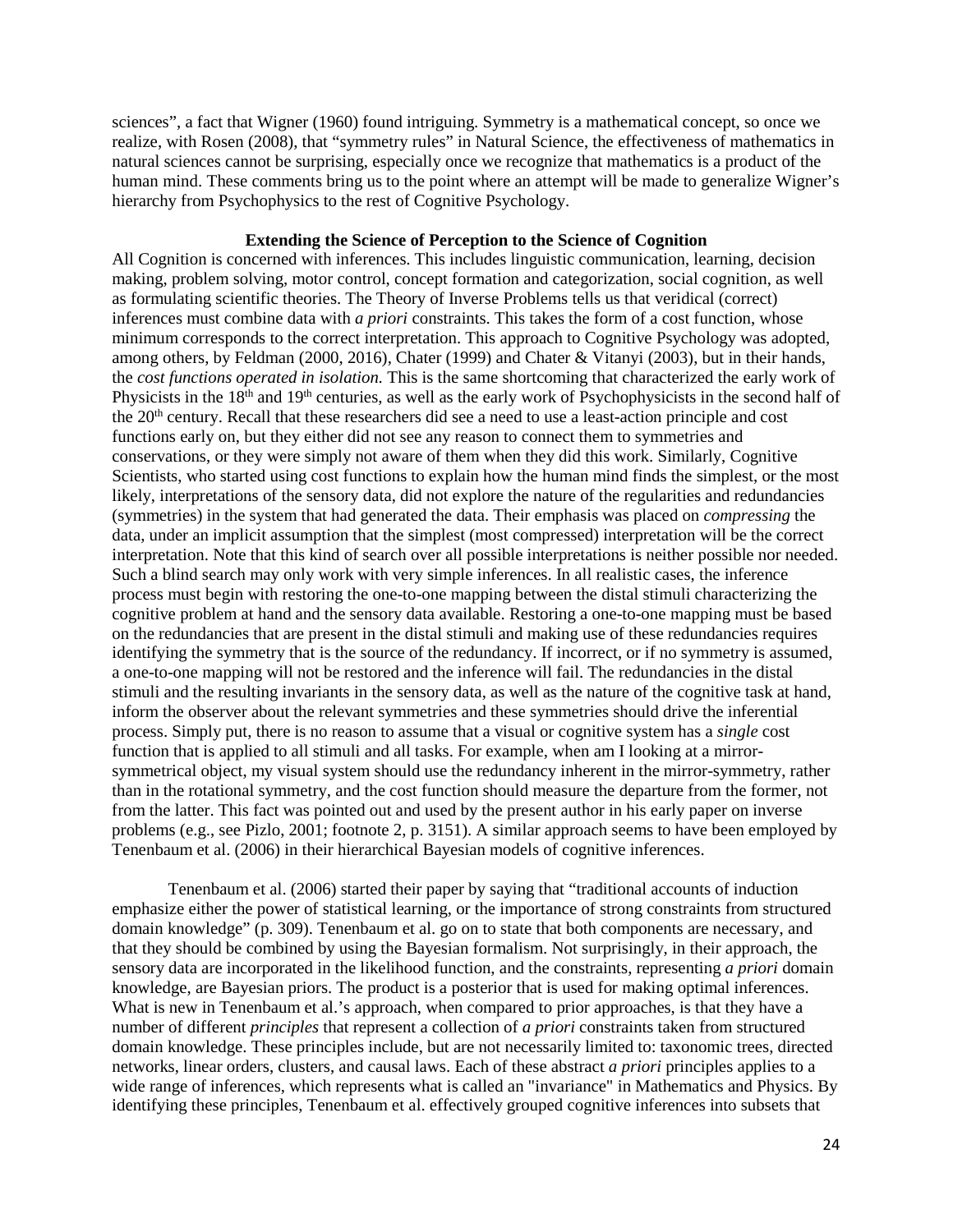sciences", a fact that Wigner (1960) found intriguing. Symmetry is a mathematical concept, so once we realize, with Rosen (2008), that "symmetry rules" in Natural Science, the effectiveness of mathematics in natural sciences cannot be surprising, especially once we recognize that mathematics is a product of the human mind. These comments bring us to the point where an attempt will be made to generalize Wigner's hierarchy from Psychophysics to the rest of Cognitive Psychology.

## Extending the Science of Perception to the Science of Cognition

All Cognition is concerned with inferences. This includes linguistic communication, learning, decision making, problem solving, motor control, concept formation and categorization, social cognition, as well as formulating scientific theories. The Theory of Inverse Problems tells us that veridical (correct) inferences must combine data with *a priori* constraints. This takes the form of a cost function, whose minimum corresponds to the correct interpretation. This approach to Cognitive Psychology was adopted, among others, by Feldman (2000, 2016), Chater (1999) and Chater & Vitanyi (2003), but in their hands, the *cost functions operated in isolation.* This is the same shortcoming that characterized the early work of Physicists in the 18th and 19th centuries, as well as the early work of Psychophysicists in the second half of the 20th century. Recall that these researchers did see a need to use a least-action principle and cost functions early on, but they either did not see any reason to connect them to symmetries and conservations, or they were simply not aware of them when they did this work. Similarly, Cognitive Scientists, who started using cost functions to explain how the human mind finds the simplest, or the most likely, interpretations of the sensory data, did not explore the nature of the regularities and redundancies (symmetries) in the system that had generated the data. Their emphasis was placed on *compressing* the data, under an implicit assumption that the simplest (most compressed) interpretation will be the correct interpretation. Note that this kind of search over all possible interpretations is neither possible nor needed. Such a blind search may only work with very simple inferences. In all realistic cases, the inference process must begin with restoring the one-to-one mapping between the distal stimuli characterizing the cognitive problem at hand and the sensory data available. Restoring a one-to-one mapping must be based on the redundancies that are present in the distal stimuli and making use of these redundancies requires identifying the symmetry that is the source of the redundancy. If incorrect, or if no symmetry is assumed, a one-to-one mapping will not be restored and the inference will fail. The redundancies in the distal stimuli and the resulting invariants in the sensory data, as well as the nature of the cognitive task at hand, inform the observer about the relevant symmetries and these symmetries should drive the inferential process. Simply put, there is no reason to assume that a visual or cognitive system has a *single* cost function that is applied to all stimuli and all tasks. For example, when am I looking at a mirror-symmetrical object, my visual system should use the redundancy inherent in the mirror-symmetry, rather than in the rotational symmetry, and the cost function should measure the departure from the former, not from the latter. This fact was pointed out and used by the present author in his early paper on inverse problems (e.g., see Pizlo, 2001; footnote 2, p. 3151). A similar approach seems to have been employed by Tenenbaum et al. (2006) in their hierarchical Bayesian models of cognitive inferences.

Tenenbaum et al. (2006) started their paper by saying that "traditional accounts of induction emphasize either the power of statistical learning, or the importance of strong constraints from structured domain knowledge" (p. 309). Tenenbaum et al. go on to state that both components are necessary, and that they should be combined by using the Bayesian formalism. Not surprisingly, in their approach, the sensory data are incorporated in the likelihood function, and the constraints, representing *a priori* domain knowledge, are Bayesian priors. The product is a posterior that is used for making optimal inferences. What is new in Tenenbaum et al.'s approach, when compared to prior approaches, is that they have a number of different *principles* that represent a collection of *a priori* constraints taken from structured domain knowledge. These principles include, but are not necessarily limited to: taxonomic trees, directed networks, linear orders, clusters, and causal laws. Each of these abstract *a priori* principles applies to a wide range of inferences, which represents what is called an "invariance" in Mathematics and Physics. By identifying these principles, Tenenbaum et al. effectively grouped cognitive inferences into subsets that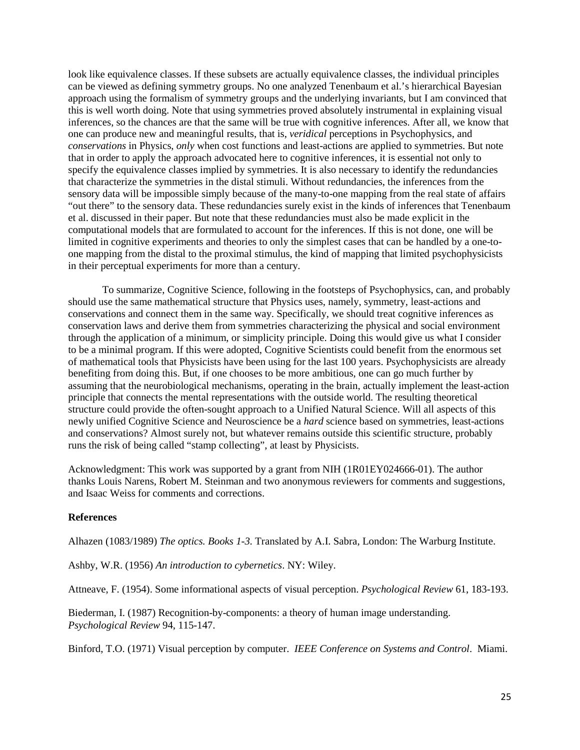look like equivalence classes. If these subsets are actually equivalence classes, the individual principles can be viewed as defining symmetry groups. No one analyzed Tenenbaum et al.'s hierarchical Bayesian approach using the formalism of symmetry groups and the underlying invariants, but I am convinced that this is well worth doing. Note that using symmetries proved absolutely instrumental in explaining visual inferences, so the chances are that the same will be true with cognitive inferences. After all, we know that one can produce new and meaningful results, that is, *veridical* perceptions in Psychophysics, and *conservations* in Physics, *only* when cost functions and least-actions are applied to symmetries. But note that in order to apply the approach advocated here to cognitive inferences, it is essential not only to specify the equivalence classes implied by symmetries. It is also necessary to identify the redundancies that characterize the symmetries in the distal stimuli. Without redundancies, the inferences from the sensory data will be impossible simply because of the many-to-one mapping from the real state of affairs "out there" to the sensory data. These redundancies surely exist in the kinds of inferences that Tenenbaum et al. discussed in their paper. But note that these redundancies must also be made explicit in the computational models that are formulated to account for the inferences. If this is not done, one will be limited in cognitive experiments and theories to only the simplest cases that can be handled by a one-to-one mapping from the distal to the proximal stimulus, the kind of mapping that limited psychophysicists in their perceptual experiments for more than a century.

To summarize, Cognitive Science, following in the footsteps of Psychophysics, can, and probably should use the same mathematical structure that Physics uses, namely, symmetry, least-actions and conservations and connect them in the same way. Specifically, we should treat cognitive inferences as conservation laws and derive them from symmetries characterizing the physical and social environment through the application of a minimum, or simplicity principle. Doing this would give us what I consider to be a minimal program. If this were adopted, Cognitive Scientists could benefit from the enormous set of mathematical tools that Physicists have been using for the last 100 years. Psychophysicists are already benefiting from doing this. But, if one chooses to be more ambitious, one can go much further by assuming that the neurobiological mechanisms, operating in the brain, actually implement the least-action principle that connects the mental representations with the outside world. The resulting theoretical structure could provide the often-sought approach to a Unified Natural Science. Will all aspects of this newly unified Cognitive Science and Neuroscience be a *hard* science based on symmetries, least-actions and conservations? Almost surely not, but whatever remains outside this scientific structure, probably runs the risk of being called "stamp collecting", at least by Physicists.

Acknowledgment: This work was supported by a grant from NIH (1R01EY024666-01). The author thanks Louis Narens, Robert M. Steinman and two anonymous reviewers for comments and suggestions, and Isaac Weiss for comments and corrections.

**References**

Alhazen (1083/1989) *The optics. Books 1-3.* Translated by A.I. Sabra, London: The Warburg Institute.

Ashby, W.R. (1956) *An introduction to cybernetics*. NY: Wiley.

Attneave, F. (1954). Some informational aspects of visual perception. *Psychological Review* 61, 183-193.

Biederman, I. (1987) Recognition-by-components: a theory of human image understanding. *Psychological Review* 94, 115-147.

Binford, T.O. (1971) Visual perception by computer. *IEEE Conference on Systems and Control*. Miami.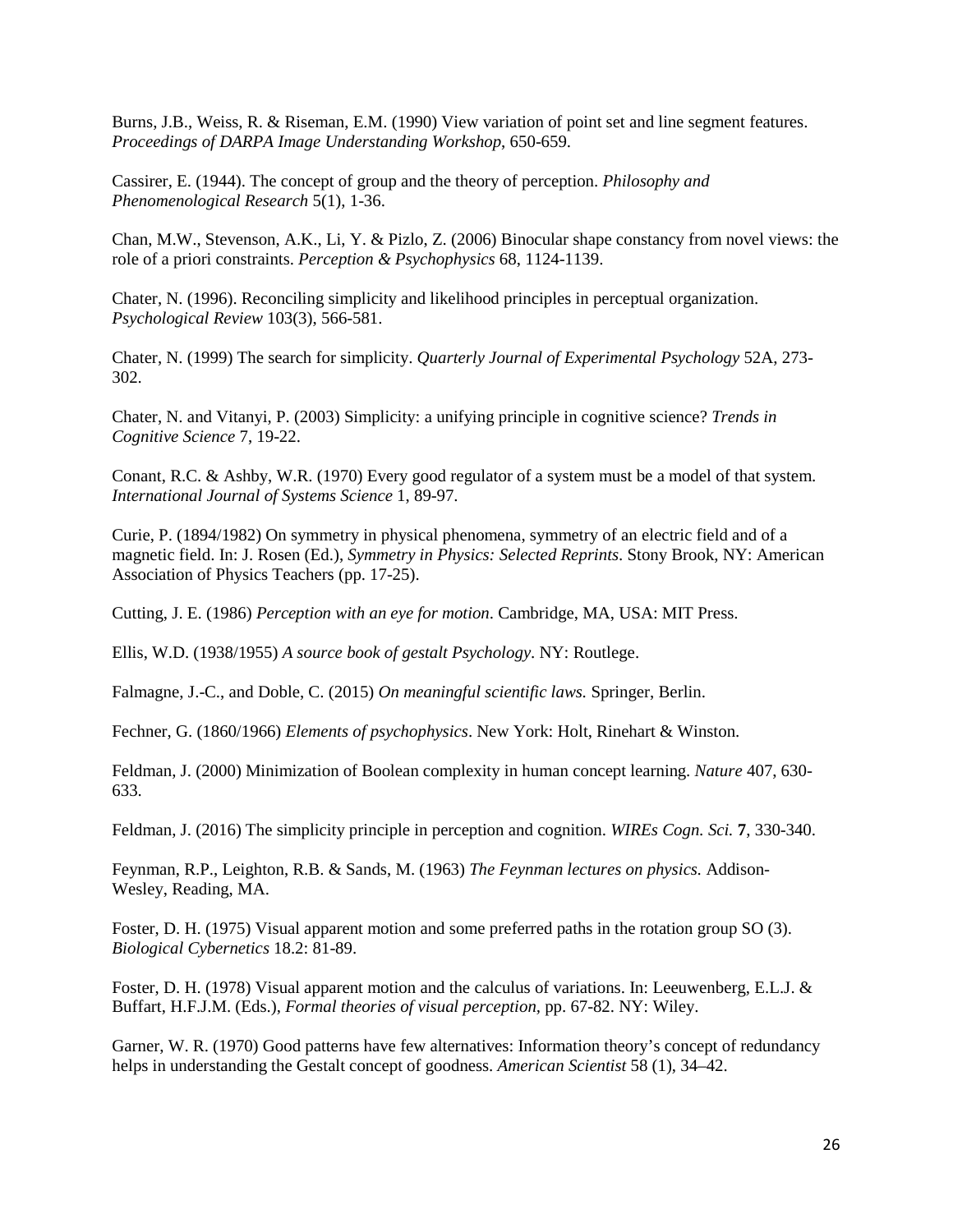Burns, J.B., Weiss, R. & Riseman, E.M. (1990) View variation of point set and line segment features. *Proceedings of DARPA Image Understanding Workshop*, 650-659.

Cassirer, E. (1944). The concept of group and the theory of perception. *Philosophy and Phenomenological Research* 5(1), 1-36.

Chan, M.W., Stevenson, A.K., Li, Y. & Pizlo, Z. (2006) Binocular shape constancy from novel views: the role of a priori constraints. *Perception & Psychophysics* 68, 1124-1139.

Chater, N. (1996). Reconciling simplicity and likelihood principles in perceptual organization. *Psychological Review* 103(3), 566-581.

Chater, N. (1999) The search for simplicity. *Quarterly Journal of Experimental Psychology* 52A, 273-302.

Chater, N. and Vitanyi, P. (2003) Simplicity: a unifying principle in cognitive science? *Trends in Cognitive Science* 7, 19-22.

Conant, R.C. & Ashby, W.R. (1970) Every good regulator of a system must be a model of that system. *International Journal of Systems Science* 1, 89-97.

Curie, P. (1894/1982) On symmetry in physical phenomena, symmetry of an electric field and of a magnetic field. In: J. Rosen (Ed.), *Symmetry in Physics: Selected Reprints*. Stony Brook, NY: American Association of Physics Teachers (pp. 17-25).

Cutting, J. E. (1986) *Perception with an eye for motion*. Cambridge, MA, USA: MIT Press.

Ellis, W.D. (1938/1955) *A source book of gestalt Psychology*. NY: Routlege.

Falmagne, J.-C., and Doble, C. (2015) *On meaningful scientific laws.* Springer, Berlin.

Fechner, G. (1860/1966) *Elements of psychophysics*. New York: Holt, Rinehart & Winston.

Feldman, J. (2000) Minimization of Boolean complexity in human concept learning. *Nature* 407, 630-633.

Feldman, J. (2016) The simplicity principle in perception and cognition. *WIREs Cogn. Sci.* **7**, 330-340.

Feynman, R.P., Leighton, R.B. & Sands, M. (1963) *The Feynman lectures on physics.* Addison-Wesley, Reading, MA.

Foster, D. H. (1975) Visual apparent motion and some preferred paths in the rotation group SO (3). *Biological Cybernetics* 18.2: 81-89.

Foster, D. H. (1978) Visual apparent motion and the calculus of variations. In: Leeuwenberg, E.L.J. & Buffart, H.F.J.M. (Eds.), *Formal theories of visual perception*, pp. 67-82. NY: Wiley.

Garner, W. R. (1970) Good patterns have few alternatives: Information theory's concept of redundancy helps in understanding the Gestalt concept of goodness. *American Scientist* 58 (1), 34–42.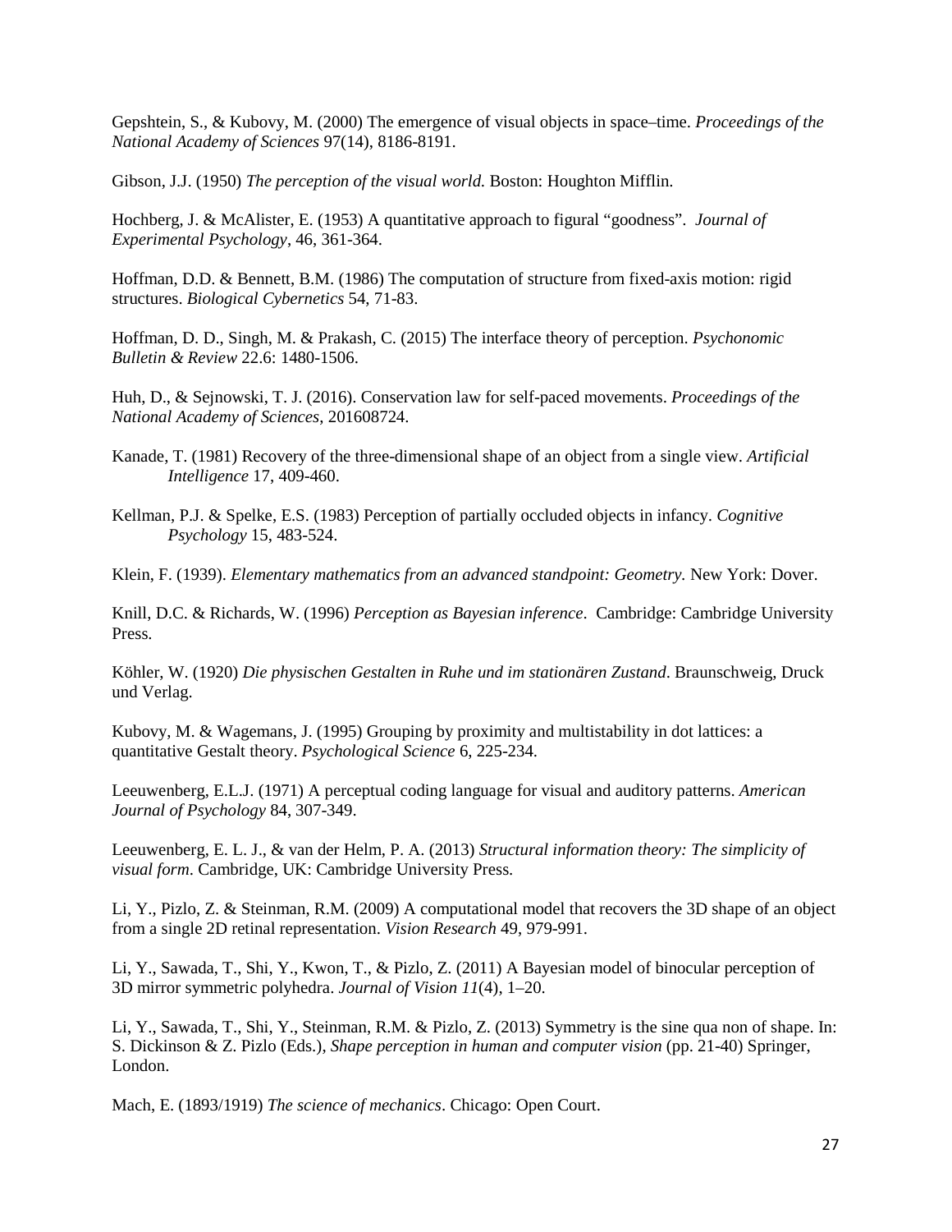Gepshtein, S., & Kubovy, M. (2000) The emergence of visual objects in space–time. *Proceedings of the National Academy of Sciences* 97(14), 8186-8191.

Gibson, J.J. (1950) *The perception of the visual world.* Boston: Houghton Mifflin.

Hochberg, J. & McAlister, E. (1953) A quantitative approach to figural "goodness". *Journal of Experimental Psychology*, 46, 361-364.

Hoffman, D.D. & Bennett, B.M. (1986) The computation of structure from fixed-axis motion: rigid structures. *Biological Cybernetics* 54, 71-83.

Hoffman, D. D., Singh, M. & Prakash, C. (2015) The interface theory of perception. *Psychonomic Bulletin & Review* 22.6: 1480-1506.

Huh, D., & Sejnowski, T. J. (2016). Conservation law for self-paced movements. *Proceedings of the National Academy of Sciences*, 201608724.

Kanade, T. (1981) Recovery of the three-dimensional shape of an object from a single view. *Artificial Intelligence* 17, 409-460.

Kellman, P.J. & Spelke, E.S. (1983) Perception of partially occluded objects in infancy. *Cognitive Psychology* 15, 483-524.

Klein, F. (1939). *Elementary mathematics from an advanced standpoint: Geometry.* New York: Dover.

Knill, D.C. & Richards, W. (1996) *Perception as Bayesian inference*. Cambridge: Cambridge University Press.

Köhler, W. (1920) *Die physischen Gestalten in Ruhe und im stationären Zustand*. Braunschweig, Druck und Verlag.

Kubovy, M. & Wagemans, J. (1995) Grouping by proximity and multistability in dot lattices: a quantitative Gestalt theory. *Psychological Science* 6, 225-234.

Leeuwenberg, E.L.J. (1971) A perceptual coding language for visual and auditory patterns. *American Journal of Psychology* 84, 307-349.

Leeuwenberg, E. L. J., & van der Helm, P. A. (2013) *Structural information theory: The simplicity of visual form*. Cambridge, UK: Cambridge University Press.

Li, Y., Pizlo, Z. & Steinman, R.M. (2009) A computational model that recovers the 3D shape of an object from a single 2D retinal representation. *Vision Research* 49, 979-991.

Li, Y., Sawada, T., Shi, Y., Kwon, T., & Pizlo, Z. (2011) A Bayesian model of binocular perception of 3D mirror symmetric polyhedra. *Journal of Vision 11*(4), 1–20.

Li, Y., Sawada, T., Shi, Y., Steinman, R.M. & Pizlo, Z. (2013) Symmetry is the sine qua non of shape. In: S. Dickinson & Z. Pizlo (Eds.), *Shape perception in human and computer vision* (pp. 21-40) Springer, London.

Mach, E. (1893/1919) *The science of mechanics*. Chicago: Open Court.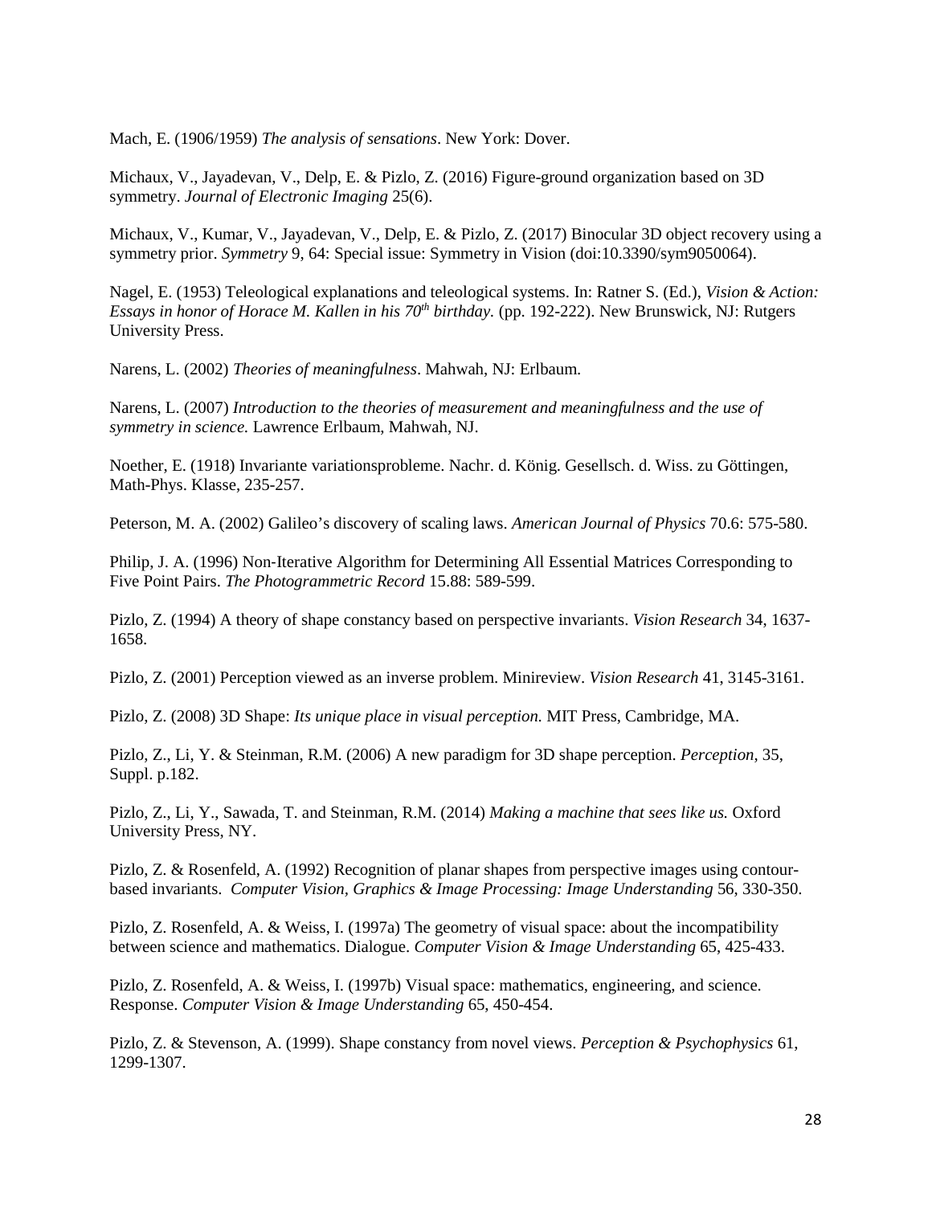Mach, E. (1906/1959) *The analysis of sensations*. New York: Dover.

Michaux, V., Jayadevan, V., Delp, E. & Pizlo, Z. (2016) Figure-ground organization based on 3D symmetry. *Journal of Electronic Imaging* 25(6).

Michaux, V., Kumar, V., Jayadevan, V., Delp, E. & Pizlo, Z. (2017) Binocular 3D object recovery using a symmetry prior. *Symmetry* 9, 64: Special issue: Symmetry in Vision (doi:10.3390/sym9050064).

Nagel, E. (1953) Teleological explanations and teleological systems. In: Ratner S. (Ed.), *Vision & Action: Essays in honor of Horace M. Kallen in his 70th birthday*. (pp. 192-222). New Brunswick, NJ: Rutgers University Press.

Narens, L. (2002) *Theories of meaningfulness*. Mahwah, NJ: Erlbaum.

Narens, L. (2007) *Introduction to the theories of measurement and meaningfulness and the use of symmetry in science.* Lawrence Erlbaum, Mahwah, NJ.

Noether, E. (1918) Invariante variationsprobleme. Nachr. d. König. Gesellsch. d. Wiss. zu Göttingen, Math-Phys. Klasse, 235-257.

Peterson, M. A. (2002) Galileo's discovery of scaling laws. *American Journal of Physics* 70.6: 575-580.

Philip, J. A. (1996) Non-Iterative Algorithm for Determining All Essential Matrices Corresponding to Five Point Pairs. *The Photogrammetric Record* 15.88: 589-599.

Pizlo, Z. (1994) A theory of shape constancy based on perspective invariants. *Vision Research* 34, 1637-1658.

Pizlo, Z. (2001) Perception viewed as an inverse problem. Minireview. *Vision Research* 41, 3145-3161.

Pizlo, Z. (2008) 3D Shape: *Its unique place in visual perception.* MIT Press, Cambridge, MA.

Pizlo, Z., Li, Y. & Steinman, R.M. (2006) A new paradigm for 3D shape perception. *Perception*, 35, Suppl. p.182.

Pizlo, Z., Li, Y., Sawada, T. and Steinman, R.M. (2014) *Making a machine that sees like us.* Oxford University Press, NY.

Pizlo, Z. & Rosenfeld, A. (1992) Recognition of planar shapes from perspective images using contour-based invariants. *Computer Vision, Graphics & Image Processing: Image Understanding* 56, 330-350.

Pizlo, Z. Rosenfeld, A. & Weiss, I. (1997a) The geometry of visual space: about the incompatibility between science and mathematics. Dialogue. *Computer Vision & Image Understanding* 65, 425-433.

Pizlo, Z. Rosenfeld, A. & Weiss, I. (1997b) Visual space: mathematics, engineering, and science. Response. *Computer Vision & Image Understanding* 65, 450-454.

Pizlo, Z. & Stevenson, A. (1999). Shape constancy from novel views. *Perception & Psychophysics* 61, 1299-1307.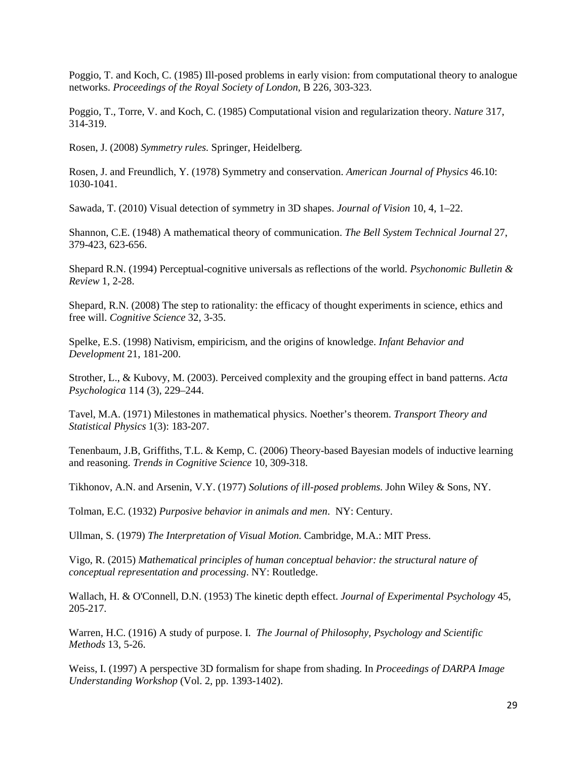Poggio, T. and Koch, C. (1985) Ill-posed problems in early vision: from computational theory to analogue networks. *Proceedings of the Royal Society of London*, B 226, 303-323.

Poggio, T., Torre, V. and Koch, C. (1985) Computational vision and regularization theory. *Nature* 317, 314-319.

Rosen, J. (2008) *Symmetry rules.* Springer, Heidelberg.

Rosen, J. and Freundlich, Y. (1978) Symmetry and conservation. *American Journal of Physics* 46.10: 1030-1041.

Sawada, T. (2010) Visual detection of symmetry in 3D shapes. *Journal of Vision* 10, 4, 1–22.

Shannon, C.E. (1948) A mathematical theory of communication. *The Bell System Technical Journal* 27, 379-423, 623-656.

Shepard R.N. (1994) Perceptual-cognitive universals as reflections of the world. *Psychonomic Bulletin & Review* 1, 2-28.

Shepard, R.N. (2008) The step to rationality: the efficacy of thought experiments in science, ethics and free will. *Cognitive Science* 32, 3-35.

Spelke, E.S. (1998) Nativism, empiricism, and the origins of knowledge. *Infant Behavior and Development* 21, 181-200.

Strother, L., & Kubovy, M. (2003). Perceived complexity and the grouping effect in band patterns. *Acta Psychologica* 114 (3), 229–244.

Tavel, M.A. (1971) Milestones in mathematical physics. Noether's theorem. *Transport Theory and Statistical Physics* 1(3): 183-207.

Tenenbaum, J.B, Griffiths, T.L. & Kemp, C. (2006) Theory-based Bayesian models of inductive learning and reasoning. *Trends in Cognitive Science* 10, 309-318.

Tikhonov, A.N. and Arsenin, V.Y. (1977) *Solutions of ill-posed problems.* John Wiley & Sons, NY.

Tolman, E.C. (1932) *Purposive behavior in animals and men*. NY: Century.

Ullman, S. (1979) *The Interpretation of Visual Motion.* Cambridge, M.A.: MIT Press.

Vigo, R. (2015) *Mathematical principles of human conceptual behavior: the structural nature of conceptual representation and processing*. NY: Routledge.

Wallach, H. & O'Connell, D.N. (1953) The kinetic depth effect. *Journal of Experimental Psychology* 45, 205-217.

Warren, H.C. (1916) A study of purpose. I. *The Journal of Philosophy, Psychology and Scientific Methods* 13, 5-26.

Weiss, I. (1997) A perspective 3D formalism for shape from shading. In *Proceedings of DARPA Image Understanding Workshop* (Vol. 2, pp. 1393-1402).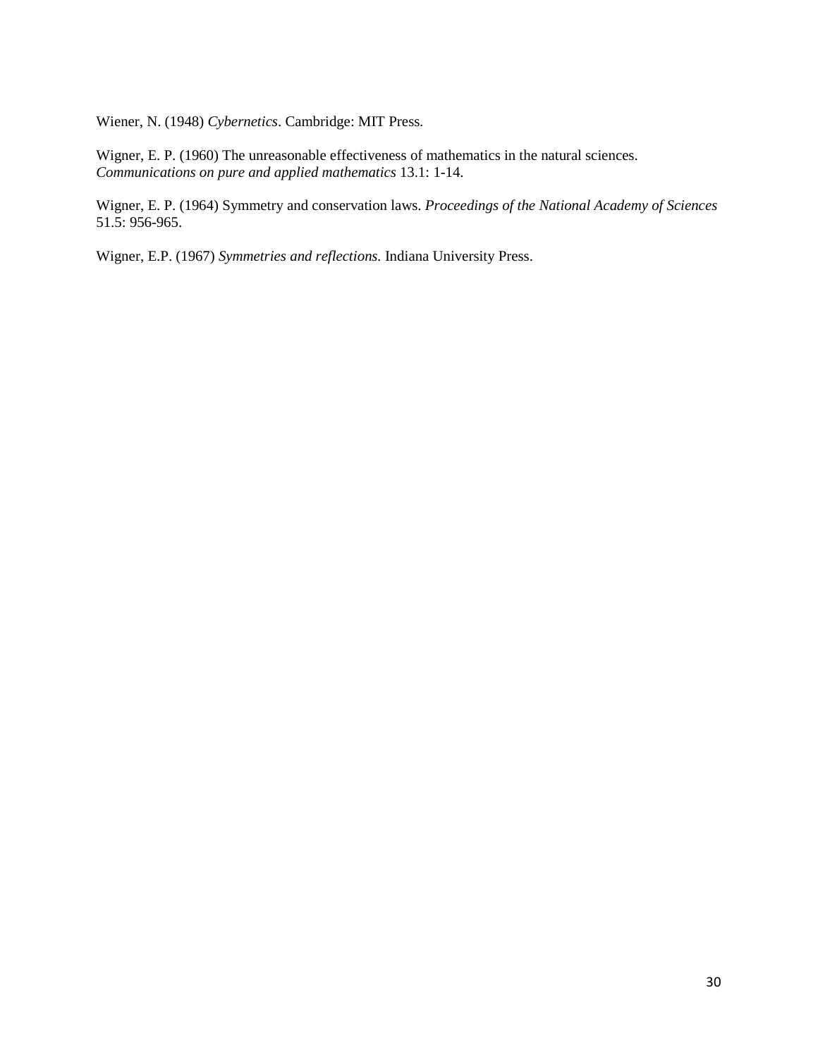Wiener, N. (1948) *Cybernetics*. Cambridge: MIT Press.

Wigner, E. P. (1960) The unreasonable effectiveness of mathematics in the natural sciences. *Communications on pure and applied mathematics* 13.1: 1-14.

Wigner, E. P. (1964) Symmetry and conservation laws. *Proceedings of the National Academy of Sciences* 51.5: 956-965.

Wigner, E.P. (1967) *Symmetries and reflections.* Indiana University Press.